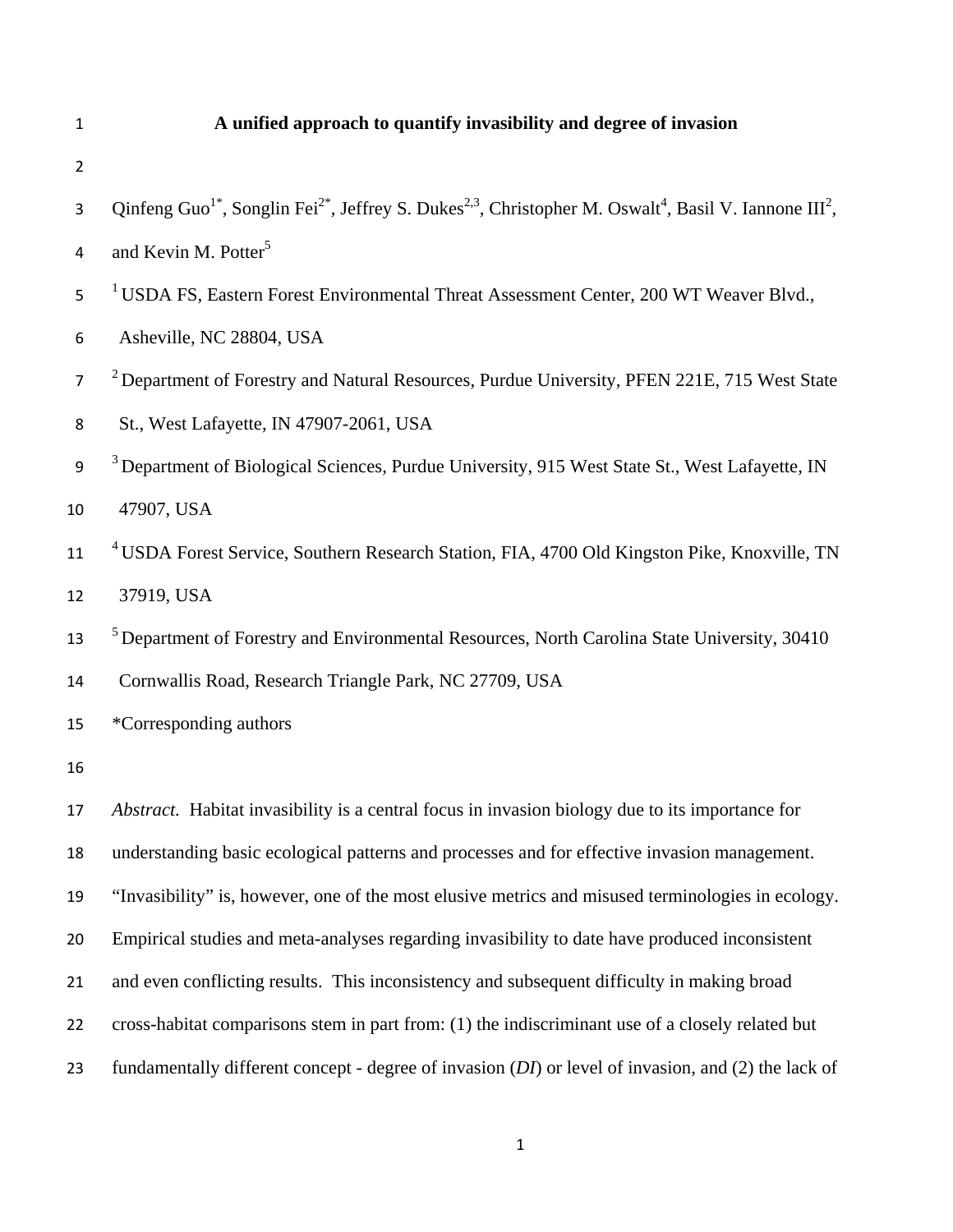# A unified approach to quantify invasibility and degree of invasion

Qinfeng Guo[1*], Songlin Fei[2*], Jeffrey S. Dukes[2,3], Christopher M. Oswalt[4], Basil V. Iannone III[2], and Kevin M. Potter[5]

[1] USDA FS, Eastern Forest Environmental Threat Assessment Center, 200 WT Weaver Blvd., Asheville, NC 28804, USA

[2] Department of Forestry and Natural Resources, Purdue University, PFEN 221E, 715 West State St., West Lafayette, IN 47907-2061, USA

[3] Department of Biological Sciences, Purdue University, 915 West State St., West Lafayette, IN 47907, USA

[4] USDA Forest Service, Southern Research Station, FIA, 4700 Old Kingston Pike, Knoxville, TN 37919, USA

[5] Department of Forestry and Environmental Resources, North Carolina State University, 30410 Cornwallis Road, Research Triangle Park, NC 27709, USA

*Corresponding authors

*Abstract*. Habitat invasibility is a central focus in invasion biology due to its importance for understanding basic ecological patterns and processes and for effective invasion management. "Invasibility" is, however, one of the most elusive metrics and misused terminologies in ecology. Empirical studies and meta-analyses regarding invasibility to date have produced inconsistent and even conflicting results. This inconsistency and subsequent difficulty in making broad cross-habitat comparisons stem in part from: (1) the indiscriminant use of a closely related but fundamentally different concept - degree of invasion (*DI*) or level of invasion, and (2) the lack of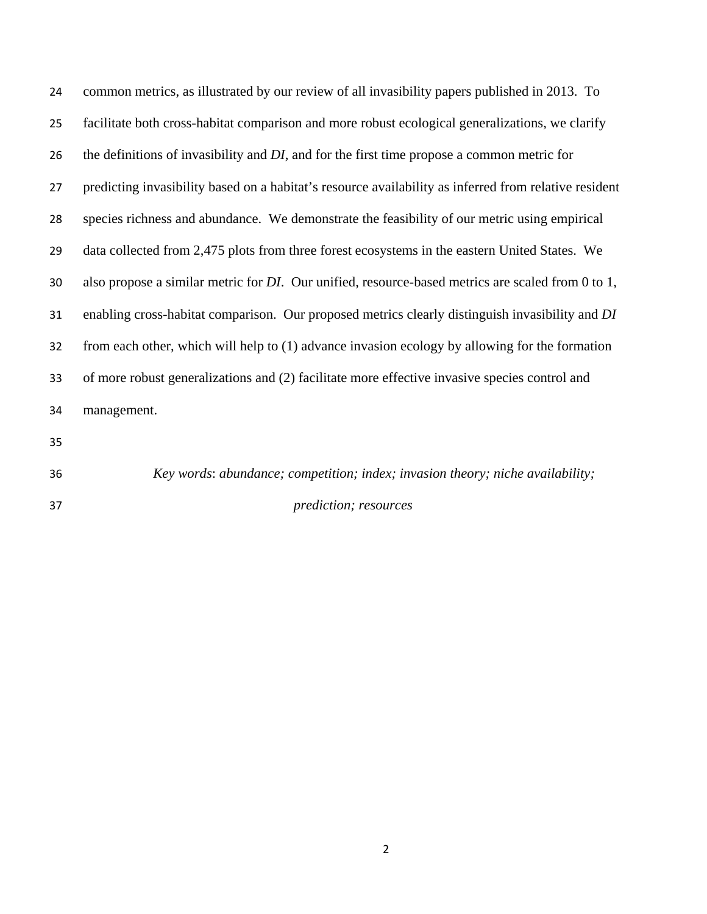common metrics, as illustrated by our review of all invasibility papers published in 2013. To facilitate both cross-habitat comparison and more robust ecological generalizations, we clarify the definitions of invasibility and *DI*, and for the first time propose a common metric for predicting invasibility based on a habitat's resource availability as inferred from relative resident species richness and abundance. We demonstrate the feasibility of our metric using empirical data collected from 2,475 plots from three forest ecosystems in the eastern United States. We also propose a similar metric for *DI*. Our unified, resource-based metrics are scaled from 0 to 1, enabling cross-habitat comparison. Our proposed metrics clearly distinguish invasibility and *DI* from each other, which will help to (1) advance invasion ecology by allowing for the formation of more robust generalizations and (2) facilitate more effective invasive species control and management.

*Key words*: *abundance; competition; index; invasion theory; niche availability; prediction; resources*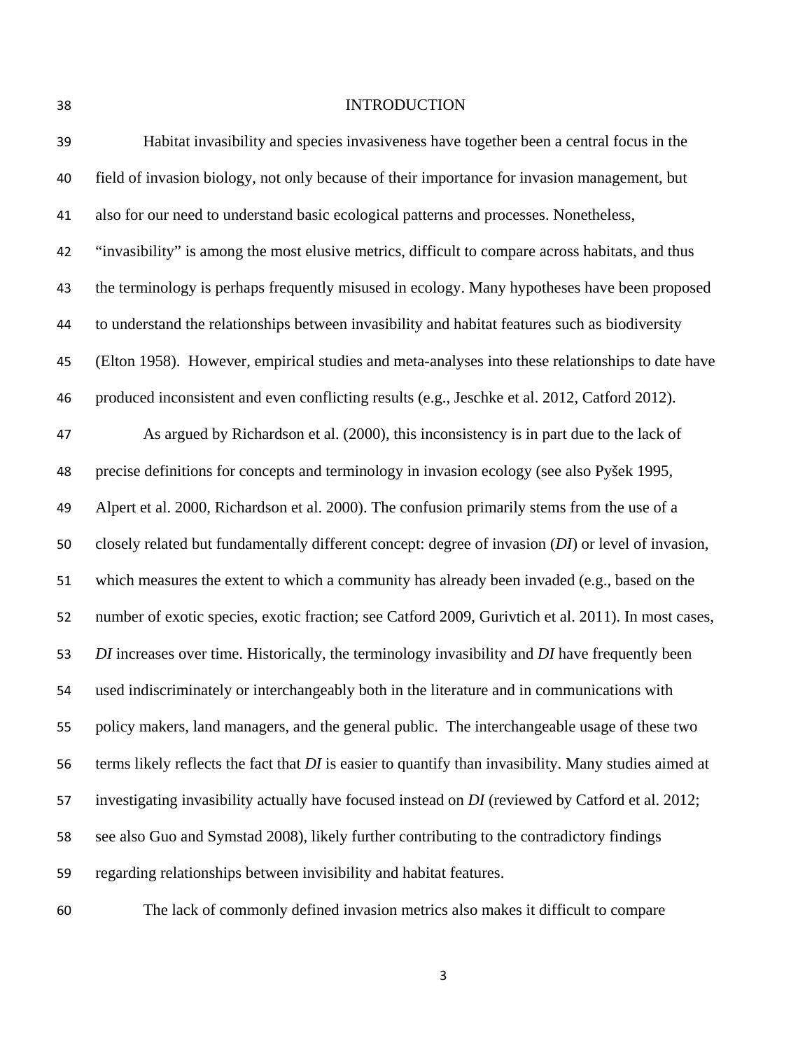# INTRODUCTION

Habitat invasibility and species invasiveness have together been a central focus in the field of invasion biology, not only because of their importance for invasion management, but also for our need to understand basic ecological patterns and processes. Nonetheless, "invasibility" is among the most elusive metrics, difficult to compare across habitats, and thus the terminology is perhaps frequently misused in ecology. Many hypotheses have been proposed to understand the relationships between invasibility and habitat features such as biodiversity (Elton 1958). However, empirical studies and meta-analyses into these relationships to date have produced inconsistent and even conflicting results (e.g., Jeschke et al. 2012, Catford 2012).

As argued by Richardson et al. (2000), this inconsistency is in part due to the lack of precise definitions for concepts and terminology in invasion ecology (see also Pyšek 1995, Alpert et al. 2000, Richardson et al. 2000). The confusion primarily stems from the use of a closely related but fundamentally different concept: degree of invasion (*DI*) or level of invasion, which measures the extent to which a community has already been invaded (e.g., based on the number of exotic species, exotic fraction; see Catford 2009, Gurivtich et al. 2011). In most cases, *DI* increases over time. Historically, the terminology invasibility and *DI* have frequently been used indiscriminately or interchangeably both in the literature and in communications with policy makers, land managers, and the general public. The interchangeable usage of these two terms likely reflects the fact that *DI* is easier to quantify than invasibility. Many studies aimed at investigating invasibility actually have focused instead on *DI* (reviewed by Catford et al. 2012; see also Guo and Symstad 2008), likely further contributing to the contradictory findings regarding relationships between invisibility and habitat features.

The lack of commonly defined invasion metrics also makes it difficult to compare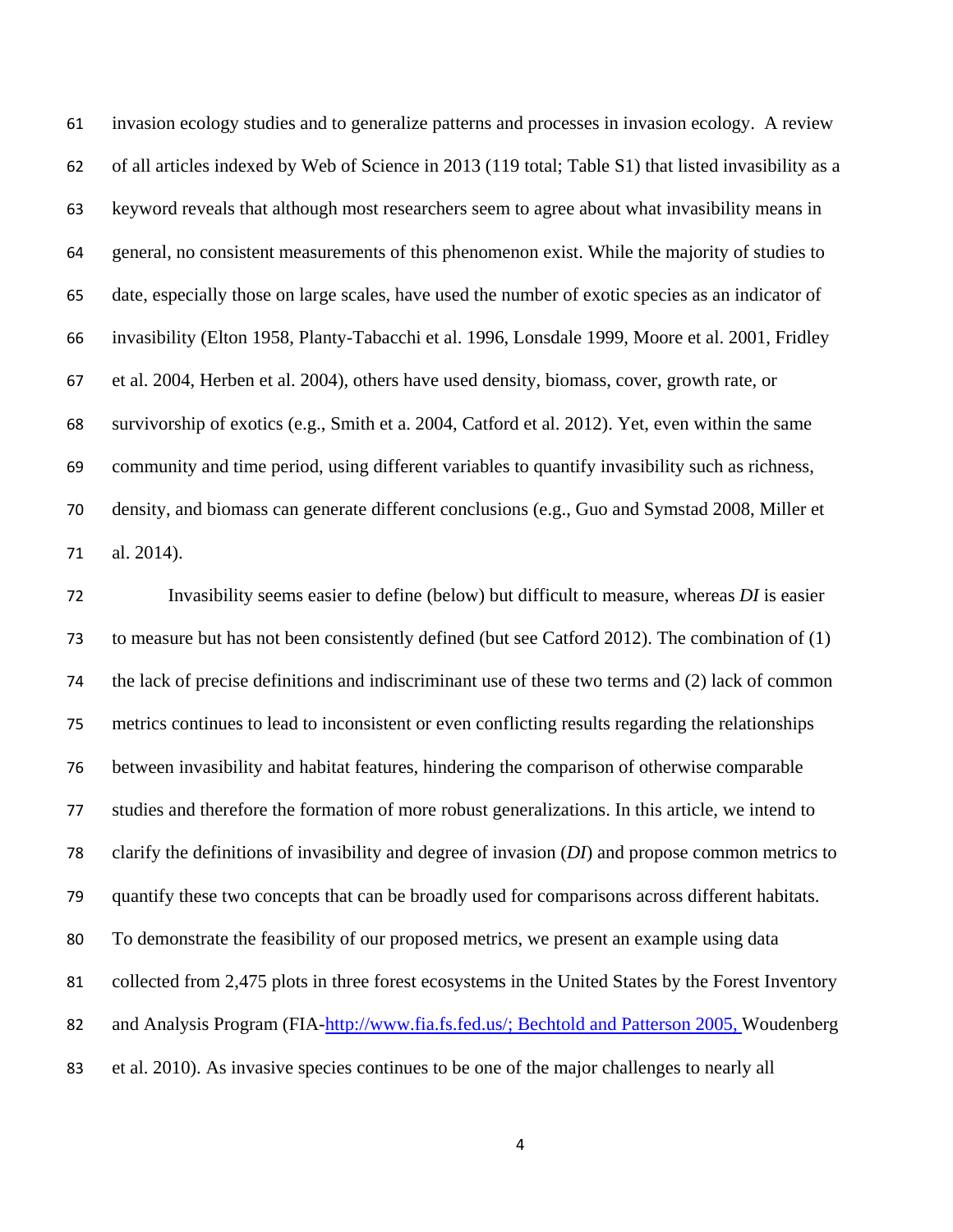invasion ecology studies and to generalize patterns and processes in invasion ecology. A review of all articles indexed by Web of Science in 2013 (119 total; Table S1) that listed invasibility as a keyword reveals that although most researchers seem to agree about what invasibility means in general, no consistent measurements of this phenomenon exist. While the majority of studies to date, especially those on large scales, have used the number of exotic species as an indicator of invasibility (Elton 1958, Planty-Tabacchi et al. 1996, Lonsdale 1999, Moore et al. 2001, Fridley et al. 2004, Herben et al. 2004), others have used density, biomass, cover, growth rate, or survivorship of exotics (e.g., Smith et a. 2004, Catford et al. 2012). Yet, even within the same community and time period, using different variables to quantify invasibility such as richness, density, and biomass can generate different conclusions (e.g., Guo and Symstad 2008, Miller et al. 2014).

Invasibility seems easier to define (below) but difficult to measure, whereas *DI* is easier to measure but has not been consistently defined (but see Catford 2012). The combination of (1) the lack of precise definitions and indiscriminant use of these two terms and (2) lack of common metrics continues to lead to inconsistent or even conflicting results regarding the relationships between invasibility and habitat features, hindering the comparison of otherwise comparable studies and therefore the formation of more robust generalizations. In this article, we intend to clarify the definitions of invasibility and degree of invasion (*DI*) and propose common metrics to quantify these two concepts that can be broadly used for comparisons across different habitats. To demonstrate the feasibility of our proposed metrics, we present an example using data collected from 2,475 plots in three forest ecosystems in the United States by the Forest Inventory and Analysis Program (FIA-http://www.fia.fs.fed.us/; Bechtold and Patterson 2005, Woudenberg et al. 2010). As invasive species continues to be one of the major challenges to nearly all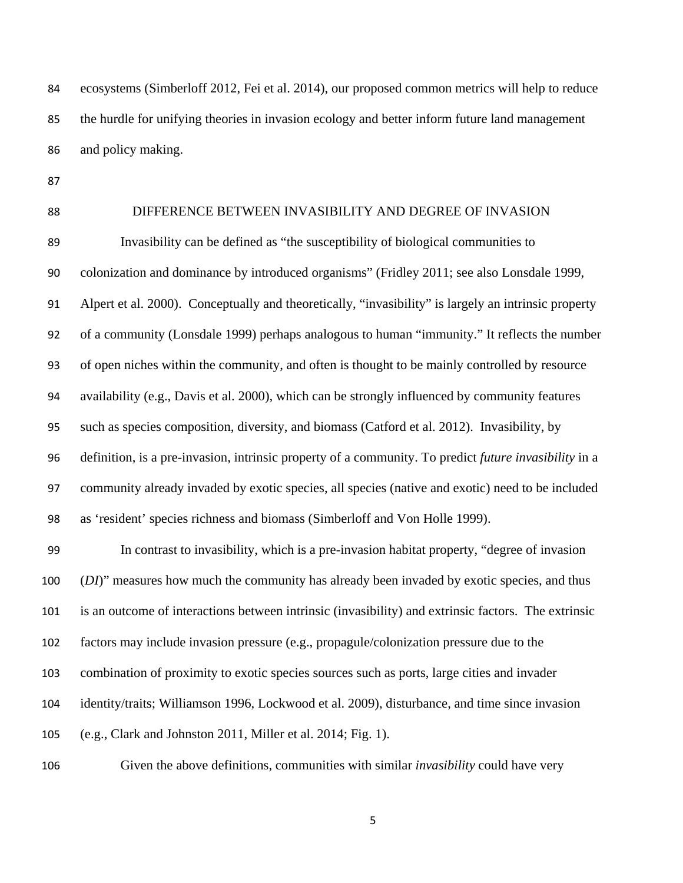ecosystems (Simberloff 2012, Fei et al. 2014), our proposed common metrics will help to reduce the hurdle for unifying theories in invasion ecology and better inform future land management and policy making.

## DIFFERENCE BETWEEN INVASIBILITY AND DEGREE OF INVASION

Invasibility can be defined as "the susceptibility of biological communities to colonization and dominance by introduced organisms" (Fridley 2011; see also Lonsdale 1999, Alpert et al. 2000). Conceptually and theoretically, "invasibility" is largely an intrinsic property of a community (Lonsdale 1999) perhaps analogous to human "immunity." It reflects the number of open niches within the community, and often is thought to be mainly controlled by resource availability (e.g., Davis et al. 2000), which can be strongly influenced by community features such as species composition, diversity, and biomass (Catford et al. 2012). Invasibility, by definition, is a pre-invasion, intrinsic property of a community. To predict *future invasibility* in a community already invaded by exotic species, all species (native and exotic) need to be included as 'resident' species richness and biomass (Simberloff and Von Holle 1999).

In contrast to invasibility, which is a pre-invasion habitat property, "degree of invasion (*DI*)" measures how much the community has already been invaded by exotic species, and thus is an outcome of interactions between intrinsic (invasibility) and extrinsic factors. The extrinsic factors may include invasion pressure (e.g., propagule/colonization pressure due to the combination of proximity to exotic species sources such as ports, large cities and invader identity/traits; Williamson 1996, Lockwood et al. 2009), disturbance, and time since invasion (e.g., Clark and Johnston 2011, Miller et al. 2014; Fig. 1).

Given the above definitions, communities with similar *invasibility* could have very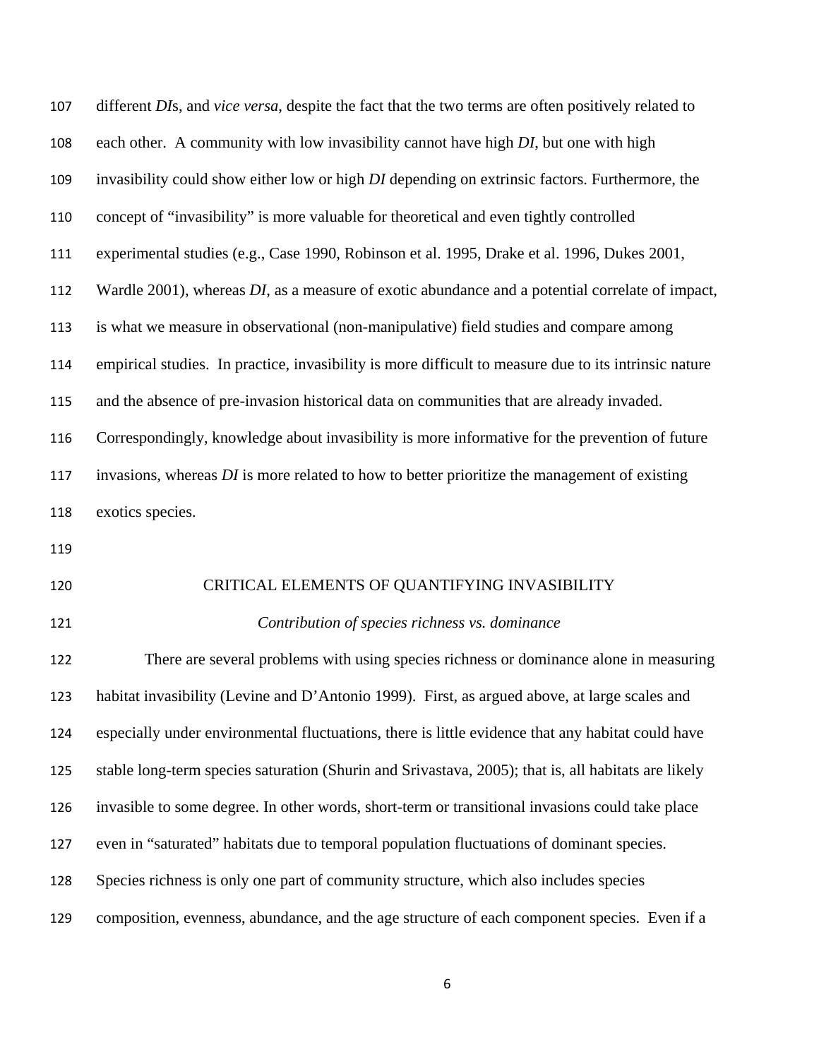different *DI*s, and *vice versa*, despite the fact that the two terms are often positively related to each other. A community with low invasibility cannot have high *DI*, but one with high invasibility could show either low or high *DI* depending on extrinsic factors. Furthermore, the concept of "invasibility" is more valuable for theoretical and even tightly controlled experimental studies (e.g., Case 1990, Robinson et al. 1995, Drake et al. 1996, Dukes 2001, Wardle 2001), whereas *DI*, as a measure of exotic abundance and a potential correlate of impact, is what we measure in observational (non-manipulative) field studies and compare among empirical studies. In practice, invasibility is more difficult to measure due to its intrinsic nature and the absence of pre-invasion historical data on communities that are already invaded. Correspondingly, knowledge about invasibility is more informative for the prevention of future invasions, whereas *DI* is more related to how to better prioritize the management of existing exotics species.

## CRITICAL ELEMENTS OF QUANTIFYING INVASIBILITY

### *Contribution of species richness vs. dominance*

There are several problems with using species richness or dominance alone in measuring habitat invasibility (Levine and D'Antonio 1999). First, as argued above, at large scales and especially under environmental fluctuations, there is little evidence that any habitat could have stable long-term species saturation (Shurin and Srivastava, 2005); that is, all habitats are likely invasible to some degree. In other words, short-term or transitional invasions could take place even in "saturated" habitats due to temporal population fluctuations of dominant species. Species richness is only one part of community structure, which also includes species composition, evenness, abundance, and the age structure of each component species. Even if a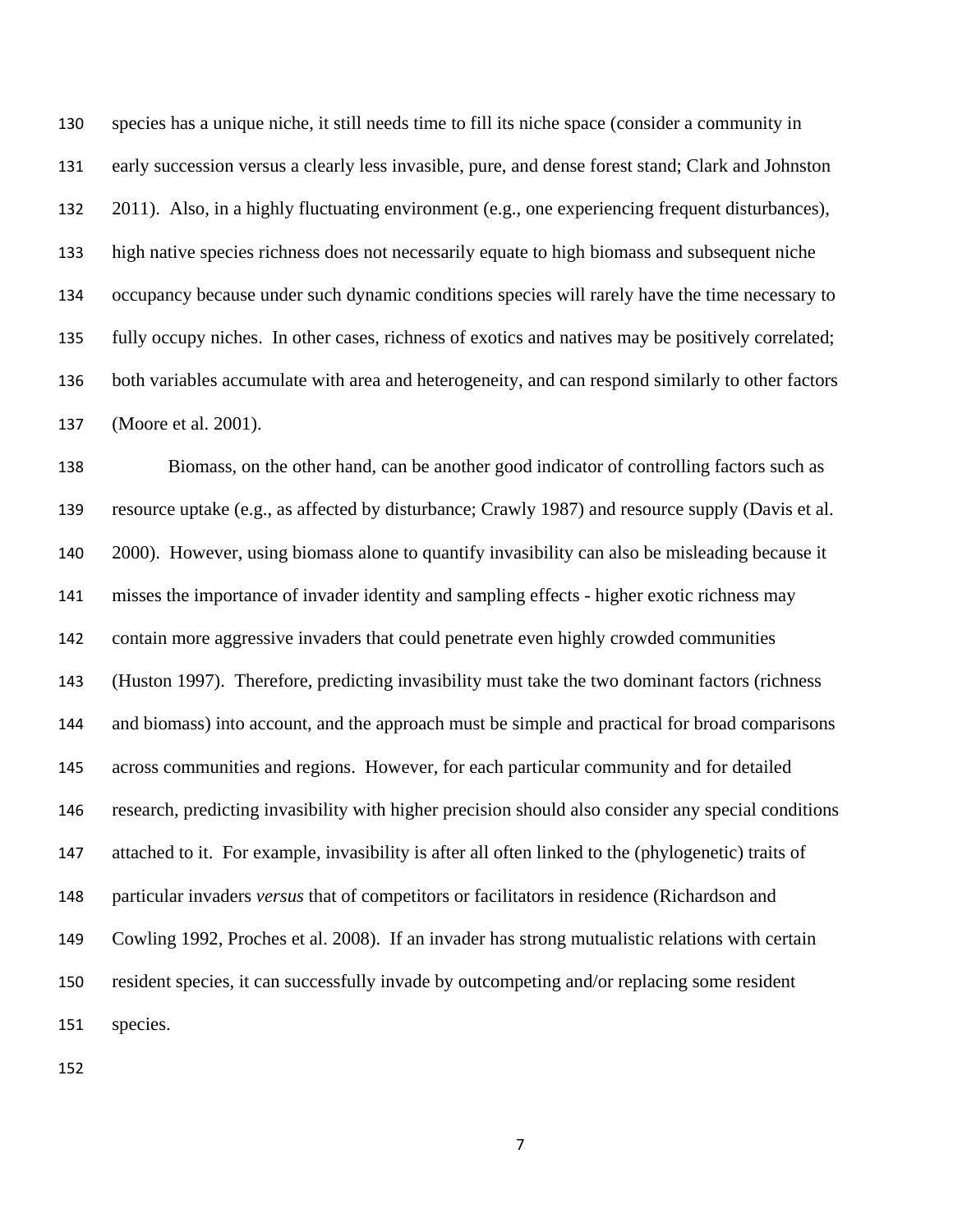species has a unique niche, it still needs time to fill its niche space (consider a community in early succession versus a clearly less invasible, pure, and dense forest stand; Clark and Johnston 2011). Also, in a highly fluctuating environment (e.g., one experiencing frequent disturbances), high native species richness does not necessarily equate to high biomass and subsequent niche occupancy because under such dynamic conditions species will rarely have the time necessary to fully occupy niches. In other cases, richness of exotics and natives may be positively correlated; both variables accumulate with area and heterogeneity, and can respond similarly to other factors (Moore et al. 2001).

Biomass, on the other hand, can be another good indicator of controlling factors such as resource uptake (e.g., as affected by disturbance; Crawly 1987) and resource supply (Davis et al. 2000). However, using biomass alone to quantify invasibility can also be misleading because it misses the importance of invader identity and sampling effects - higher exotic richness may contain more aggressive invaders that could penetrate even highly crowded communities (Huston 1997). Therefore, predicting invasibility must take the two dominant factors (richness and biomass) into account, and the approach must be simple and practical for broad comparisons across communities and regions. However, for each particular community and for detailed research, predicting invasibility with higher precision should also consider any special conditions attached to it. For example, invasibility is after all often linked to the (phylogenetic) traits of particular invaders *versus* that of competitors or facilitators in residence (Richardson and Cowling 1992, Proches et al. 2008). If an invader has strong mutualistic relations with certain resident species, it can successfully invade by outcompeting and/or replacing some resident species.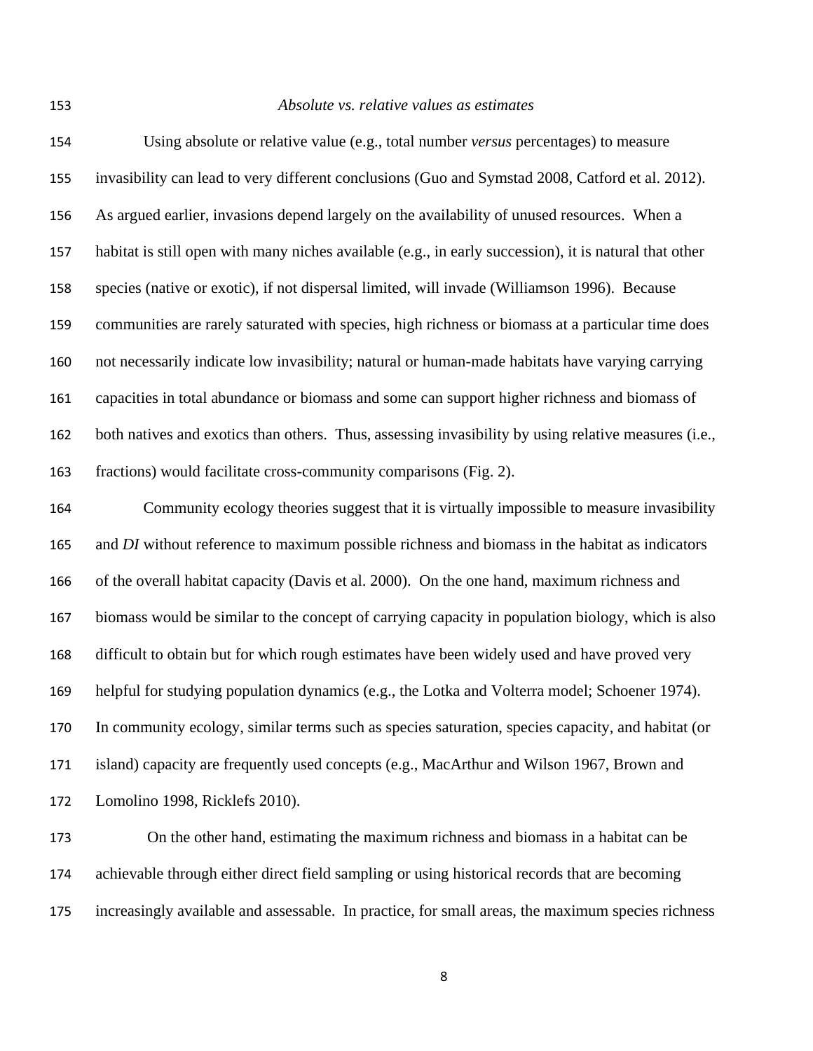### *Absolute vs. relative values as estimates*

Using absolute or relative value (e.g., total number *versus* percentages) to measure invasibility can lead to very different conclusions (Guo and Symstad 2008, Catford et al. 2012). As argued earlier, invasions depend largely on the availability of unused resources. When a habitat is still open with many niches available (e.g., in early succession), it is natural that other species (native or exotic), if not dispersal limited, will invade (Williamson 1996). Because communities are rarely saturated with species, high richness or biomass at a particular time does not necessarily indicate low invasibility; natural or human-made habitats have varying carrying capacities in total abundance or biomass and some can support higher richness and biomass of both natives and exotics than others. Thus, assessing invasibility by using relative measures (i.e., fractions) would facilitate cross-community comparisons (Fig. 2).

Community ecology theories suggest that it is virtually impossible to measure invasibility and *DI* without reference to maximum possible richness and biomass in the habitat as indicators of the overall habitat capacity (Davis et al. 2000). On the one hand, maximum richness and biomass would be similar to the concept of carrying capacity in population biology, which is also difficult to obtain but for which rough estimates have been widely used and have proved very helpful for studying population dynamics (e.g., the Lotka and Volterra model; Schoener 1974). In community ecology, similar terms such as species saturation, species capacity, and habitat (or island) capacity are frequently used concepts (e.g., MacArthur and Wilson 1967, Brown and Lomolino 1998, Ricklefs 2010).

On the other hand, estimating the maximum richness and biomass in a habitat can be achievable through either direct field sampling or using historical records that are becoming increasingly available and assessable. In practice, for small areas, the maximum species richness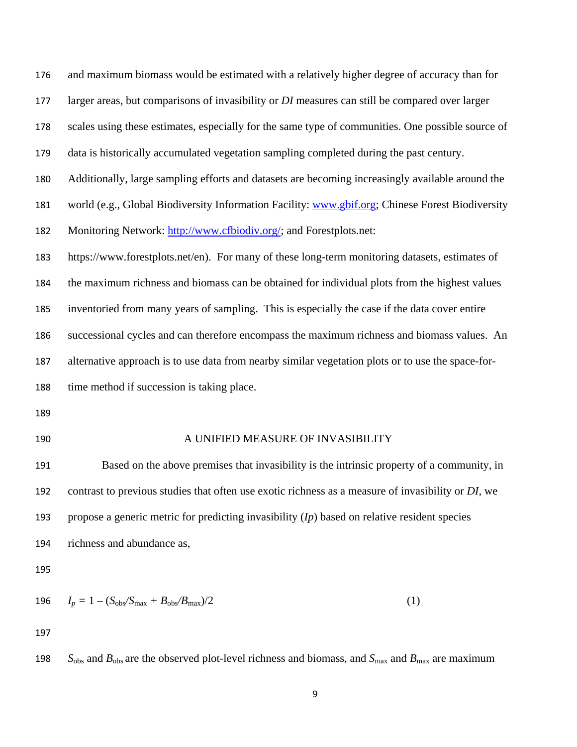and maximum biomass would be estimated with a relatively higher degree of accuracy than for larger areas, but comparisons of invasibility or *DI* measures can still be compared over larger scales using these estimates, especially for the same type of communities. One possible source of data is historically accumulated vegetation sampling completed during the past century. Additionally, large sampling efforts and datasets are becoming increasingly available around the world (e.g., Global Biodiversity Information Facility: www.gbif.org; Chinese Forest Biodiversity Monitoring Network: http://www.cfbiodiv.org/; and Forestplots.net: https://www.forestplots.net/en). For many of these long-term monitoring datasets, estimates of the maximum richness and biomass can be obtained for individual plots from the highest values inventoried from many years of sampling. This is especially the case if the data cover entire successional cycles and can therefore encompass the maximum richness and biomass values. An alternative approach is to use data from nearby similar vegetation plots or to use the space-for-time method if succession is taking place.

## A UNIFIED MEASURE OF INVASIBILITY

Based on the above premises that invasibility is the intrinsic property of a community, in contrast to previous studies that often use exotic richness as a measure of invasibility or *DI*, we propose a generic metric for predicting invasibility (*Ip*) based on relative resident species richness and abundance as,

$$I_p = 1 - (S_{obs}/S_{max} + B_{obs}/B_{max})/2 \qquad (1)$$

$S_{obs}$ and $B_{obs}$ are the observed plot-level richness and biomass, and $S_{max}$ and $B_{max}$ are maximum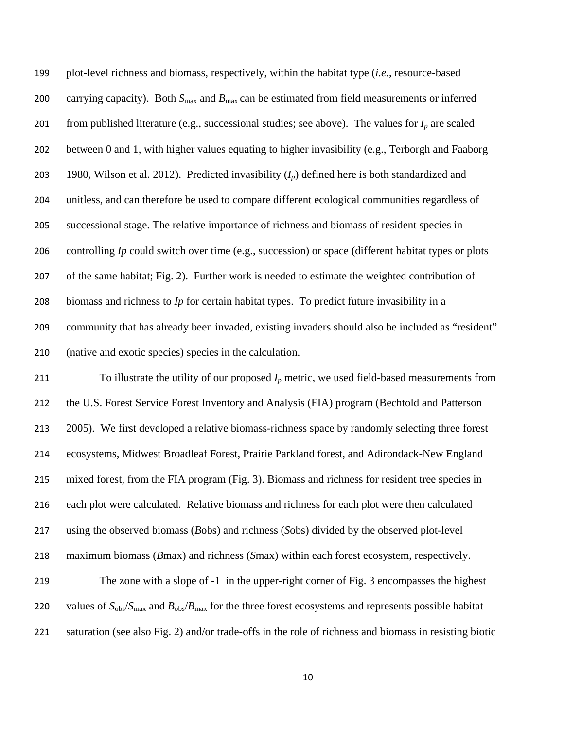plot-level richness and biomass, respectively, within the habitat type (*i.e.*, resource-based carrying capacity). Both $S_{max}$ and $B_{max}$ can be estimated from field measurements or inferred from published literature (e.g., successional studies; see above). The values for $I_p$ are scaled between 0 and 1, with higher values equating to higher invasibility (e.g., Terborgh and Faaborg 1980, Wilson et al. 2012). Predicted invasibility ($I_p$) defined here is both standardized and unitless, and can therefore be used to compare different ecological communities regardless of successional stage. The relative importance of richness and biomass of resident species in controlling *Ip* could switch over time (e.g., succession) or space (different habitat types or plots of the same habitat; Fig. 2). Further work is needed to estimate the weighted contribution of biomass and richness to *Ip* for certain habitat types. To predict future invasibility in a community that has already been invaded, existing invaders should also be included as "resident" (native and exotic species) species in the calculation.

To illustrate the utility of our proposed $I_p$ metric, we used field-based measurements from the U.S. Forest Service Forest Inventory and Analysis (FIA) program (Bechtold and Patterson 2005). We first developed a relative biomass-richness space by randomly selecting three forest ecosystems, Midwest Broadleaf Forest, Prairie Parkland forest, and Adirondack-New England mixed forest, from the FIA program (Fig. 3). Biomass and richness for resident tree species in each plot were calculated. Relative biomass and richness for each plot were then calculated using the observed biomass (*B*obs) and richness (*S*obs) divided by the observed plot-level maximum biomass (*B*max) and richness (*S*max) within each forest ecosystem, respectively.

The zone with a slope of -1 in the upper-right corner of Fig. 3 encompasses the highest values of $S_{obs}/S_{max}$ and $B_{obs}/B_{max}$ for the three forest ecosystems and represents possible habitat saturation (see also Fig. 2) and/or trade-offs in the role of richness and biomass in resisting biotic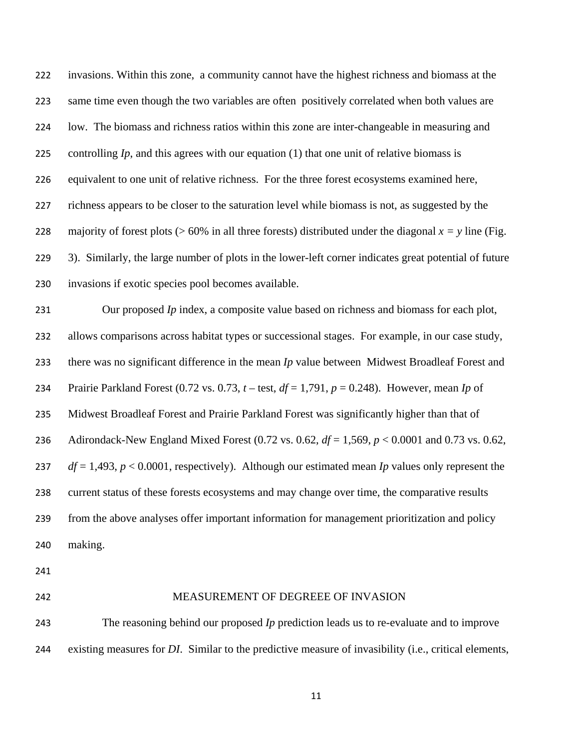invasions. Within this zone, a community cannot have the highest richness and biomass at the same time even though the two variables are often positively correlated when both values are low. The biomass and richness ratios within this zone are inter-changeable in measuring and controlling *Ip*, and this agrees with our equation (1) that one unit of relative biomass is equivalent to one unit of relative richness. For the three forest ecosystems examined here, richness appears to be closer to the saturation level while biomass is not, as suggested by the majority of forest plots (> 60% in all three forests) distributed under the diagonal $x = y$ line (Fig. 3). Similarly, the large number of plots in the lower-left corner indicates great potential of future invasions if exotic species pool becomes available.

Our proposed *Ip* index, a composite value based on richness and biomass for each plot, allows comparisons across habitat types or successional stages. For example, in our case study, there was no significant difference in the mean *Ip* value between Midwest Broadleaf Forest and Prairie Parkland Forest (0.72 vs. 0.73, *t* – test, $df = 1{,}791$, $p = 0.248$). However, mean *Ip* of Midwest Broadleaf Forest and Prairie Parkland Forest was significantly higher than that of Adirondack-New England Mixed Forest (0.72 vs. 0.62, $df = 1{,}569$, $p < 0.0001$ and 0.73 vs. 0.62, $df = 1{,}493$, $p < 0.0001$, respectively). Although our estimated mean *Ip* values only represent the current status of these forests ecosystems and may change over time, the comparative results from the above analyses offer important information for management prioritization and policy making.

## MEASUREMENT OF DEGREEE OF INVASION

The reasoning behind our proposed *Ip* prediction leads us to re-evaluate and to improve existing measures for *DI*. Similar to the predictive measure of invasibility (i.e., critical elements,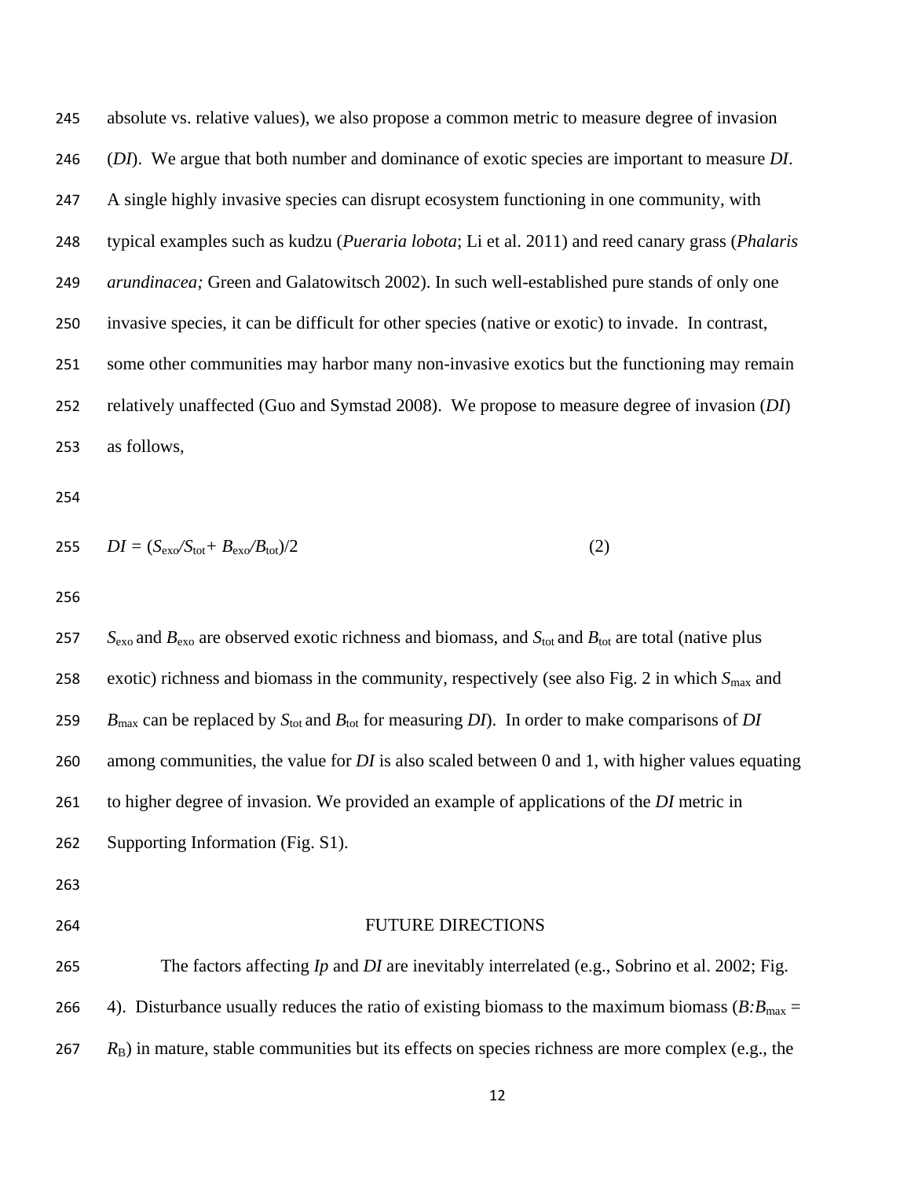absolute vs. relative values), we also propose a common metric to measure degree of invasion (*DI*). We argue that both number and dominance of exotic species are important to measure *DI*. A single highly invasive species can disrupt ecosystem functioning in one community, with typical examples such as kudzu (*Pueraria lobota*; Li et al. 2011) and reed canary grass (*Phalaris arundinacea;* Green and Galatowitsch 2002). In such well-established pure stands of only one invasive species, it can be difficult for other species (native or exotic) to invade. In contrast, some other communities may harbor many non-invasive exotics but the functioning may remain relatively unaffected (Guo and Symstad 2008). We propose to measure degree of invasion (*DI*) as follows,

$$DI = (S_{exo}/S_{tot} + B_{exo}/B_{tot})/2 \qquad (2)$$

$S_{exo}$ and $B_{exo}$ are observed exotic richness and biomass, and $S_{tot}$ and $B_{tot}$ are total (native plus exotic) richness and biomass in the community, respectively (see also Fig. 2 in which $S_{max}$ and $B_{max}$ can be replaced by $S_{tot}$ and $B_{tot}$ for measuring *DI*). In order to make comparisons of *DI* among communities, the value for *DI* is also scaled between 0 and 1, with higher values equating to higher degree of invasion. We provided an example of applications of the *DI* metric in Supporting Information (Fig. S1).

## FUTURE DIRECTIONS

The factors affecting *Ip* and *DI* are inevitably interrelated (e.g., Sobrino et al. 2002; Fig. 4). Disturbance usually reduces the ratio of existing biomass to the maximum biomass ($B{:}B_{max} = R_B$) in mature, stable communities but its effects on species richness are more complex (e.g., the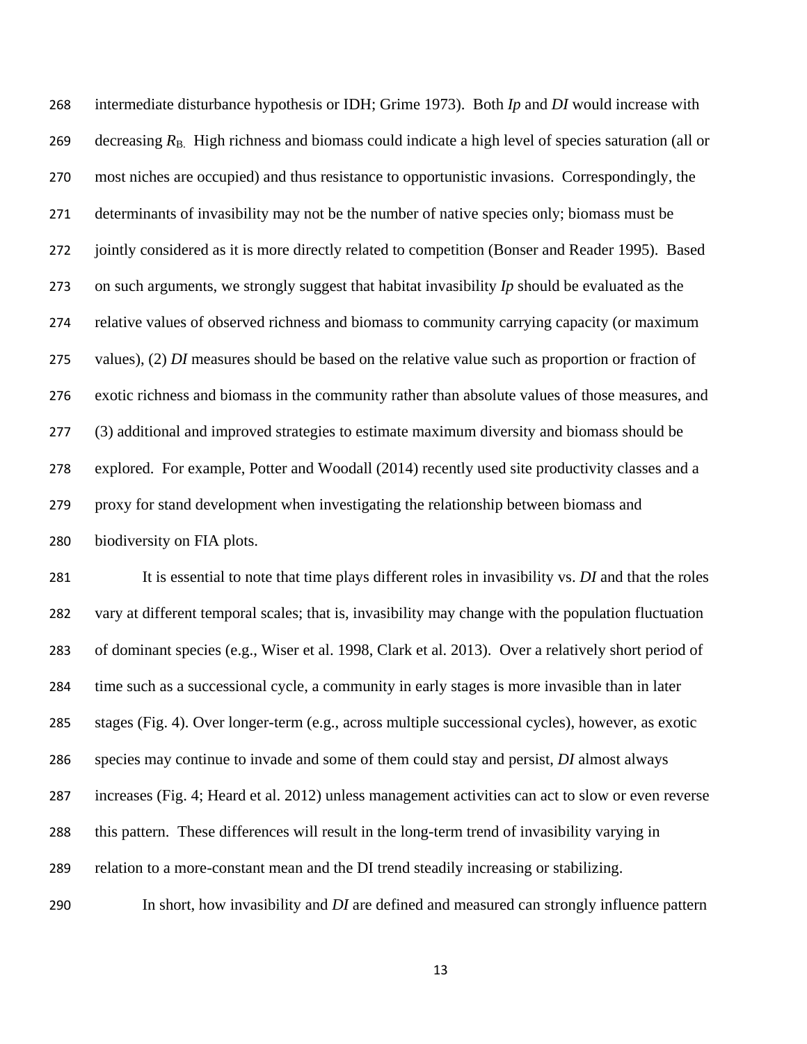intermediate disturbance hypothesis or IDH; Grime 1973). Both *Ip* and *DI* would increase with decreasing $R_{B.}$ High richness and biomass could indicate a high level of species saturation (all or most niches are occupied) and thus resistance to opportunistic invasions. Correspondingly, the determinants of invasibility may not be the number of native species only; biomass must be jointly considered as it is more directly related to competition (Bonser and Reader 1995). Based on such arguments, we strongly suggest that habitat invasibility *Ip* should be evaluated as the relative values of observed richness and biomass to community carrying capacity (or maximum values), (2) *DI* measures should be based on the relative value such as proportion or fraction of exotic richness and biomass in the community rather than absolute values of those measures, and (3) additional and improved strategies to estimate maximum diversity and biomass should be explored. For example, Potter and Woodall (2014) recently used site productivity classes and a proxy for stand development when investigating the relationship between biomass and biodiversity on FIA plots.

It is essential to note that time plays different roles in invasibility vs. *DI* and that the roles vary at different temporal scales; that is, invasibility may change with the population fluctuation of dominant species (e.g., Wiser et al. 1998, Clark et al. 2013). Over a relatively short period of time such as a successional cycle, a community in early stages is more invasible than in later stages (Fig. 4). Over longer-term (e.g., across multiple successional cycles), however, as exotic species may continue to invade and some of them could stay and persist, *DI* almost always increases (Fig. 4; Heard et al. 2012) unless management activities can act to slow or even reverse this pattern. These differences will result in the long-term trend of invasibility varying in relation to a more-constant mean and the DI trend steadily increasing or stabilizing.

In short, how invasibility and *DI* are defined and measured can strongly influence pattern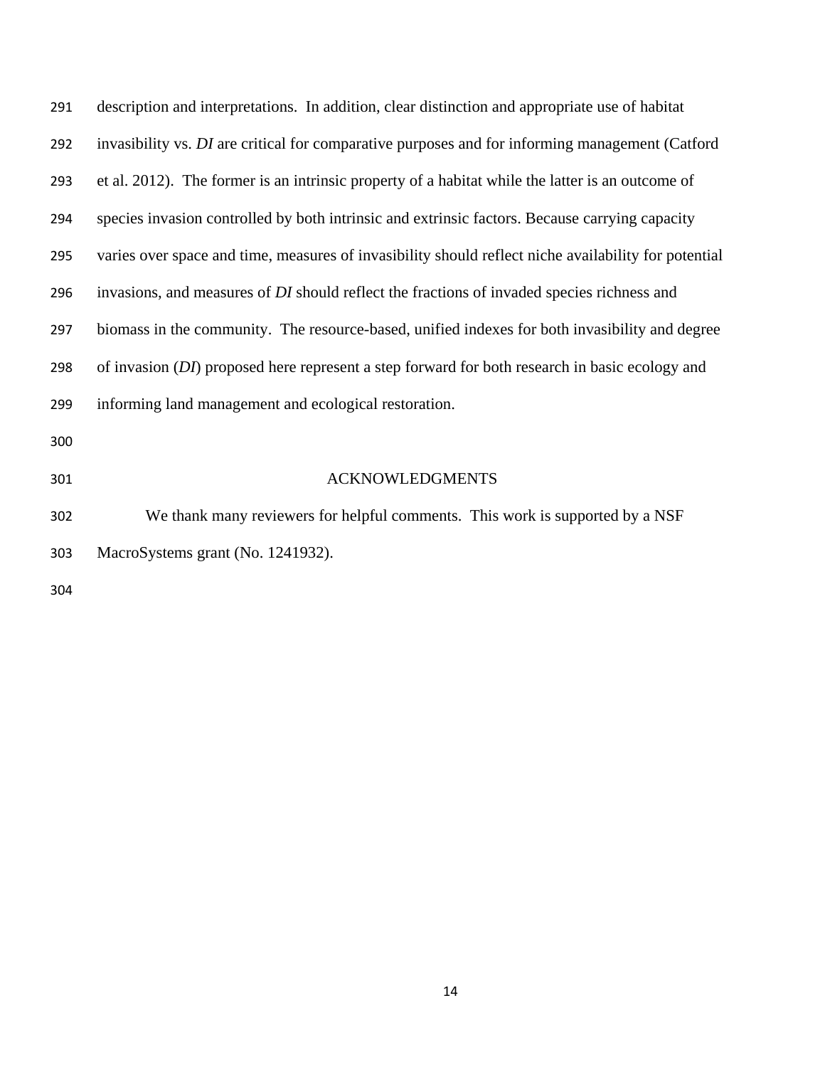description and interpretations. In addition, clear distinction and appropriate use of habitat invasibility vs. *DI* are critical for comparative purposes and for informing management (Catford et al. 2012). The former is an intrinsic property of a habitat while the latter is an outcome of species invasion controlled by both intrinsic and extrinsic factors. Because carrying capacity varies over space and time, measures of invasibility should reflect niche availability for potential invasions, and measures of *DI* should reflect the fractions of invaded species richness and biomass in the community. The resource-based, unified indexes for both invasibility and degree of invasion (*DI*) proposed here represent a step forward for both research in basic ecology and informing land management and ecological restoration.

## ACKNOWLEDGMENTS

We thank many reviewers for helpful comments. This work is supported by a NSF MacroSystems grant (No. 1241932).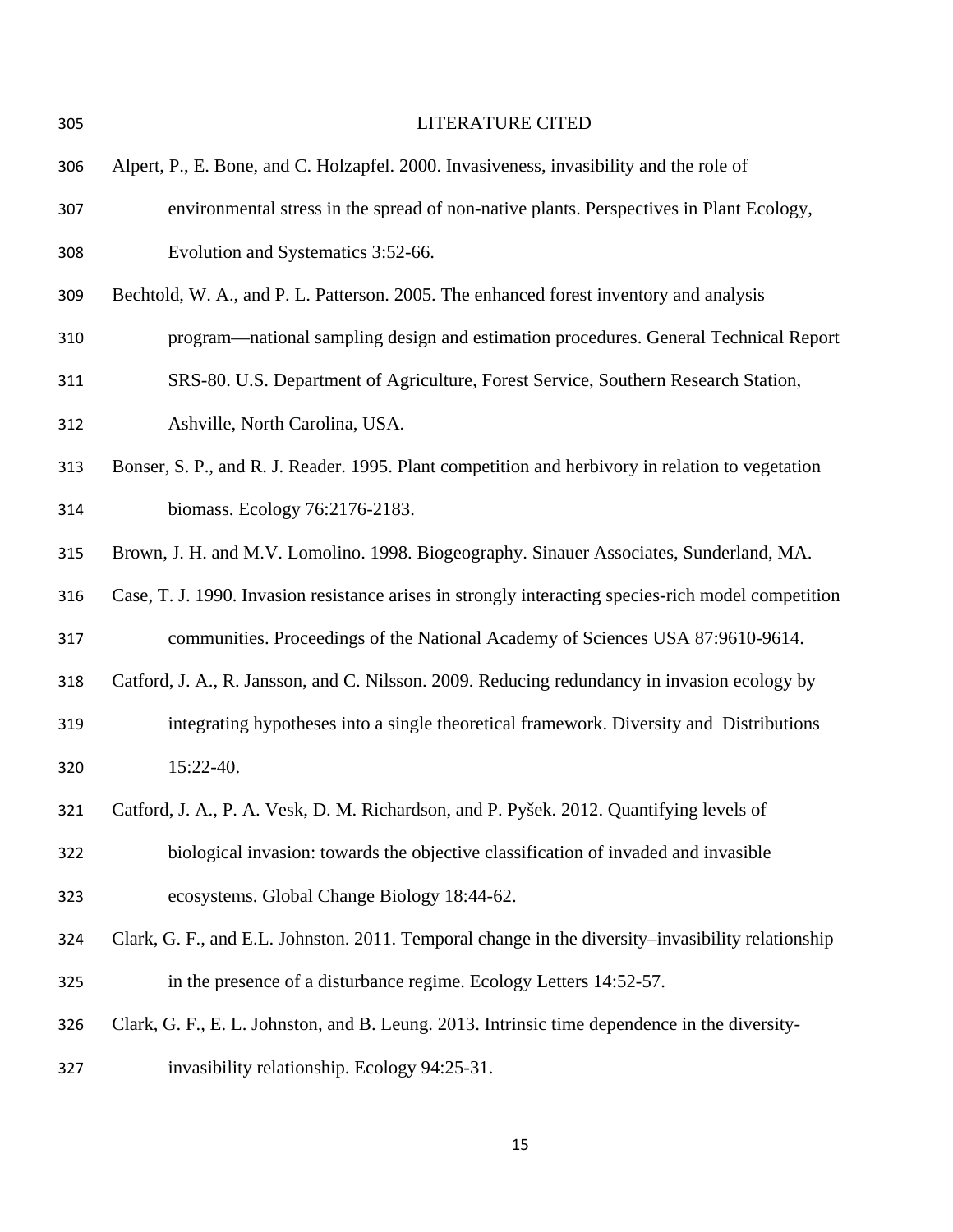# LITERATURE CITED

Alpert, P., E. Bone, and C. Holzapfel. 2000. Invasiveness, invasibility and the role of environmental stress in the spread of non-native plants. Perspectives in Plant Ecology, Evolution and Systematics 3:52-66.

Bechtold, W. A., and P. L. Patterson. 2005. The enhanced forest inventory and analysis program—national sampling design and estimation procedures. General Technical Report SRS-80. U.S. Department of Agriculture, Forest Service, Southern Research Station, Ashville, North Carolina, USA.

Bonser, S. P., and R. J. Reader. 1995. Plant competition and herbivory in relation to vegetation biomass. Ecology 76:2176-2183.

Brown, J. H. and M.V. Lomolino. 1998. Biogeography. Sinauer Associates, Sunderland, MA.

Case, T. J. 1990. Invasion resistance arises in strongly interacting species-rich model competition communities. Proceedings of the National Academy of Sciences USA 87:9610-9614.

Catford, J. A., R. Jansson, and C. Nilsson. 2009. Reducing redundancy in invasion ecology by integrating hypotheses into a single theoretical framework. Diversity and Distributions 15:22-40.

Catford, J. A., P. A. Vesk, D. M. Richardson, and P. Pyšek. 2012. Quantifying levels of biological invasion: towards the objective classification of invaded and invasible ecosystems. Global Change Biology 18:44-62.

Clark, G. F., and E.L. Johnston. 2011. Temporal change in the diversity–invasibility relationship in the presence of a disturbance regime. Ecology Letters 14:52-57.

Clark, G. F., E. L. Johnston, and B. Leung. 2013. Intrinsic time dependence in the diversity-invasibility relationship. Ecology 94:25-31.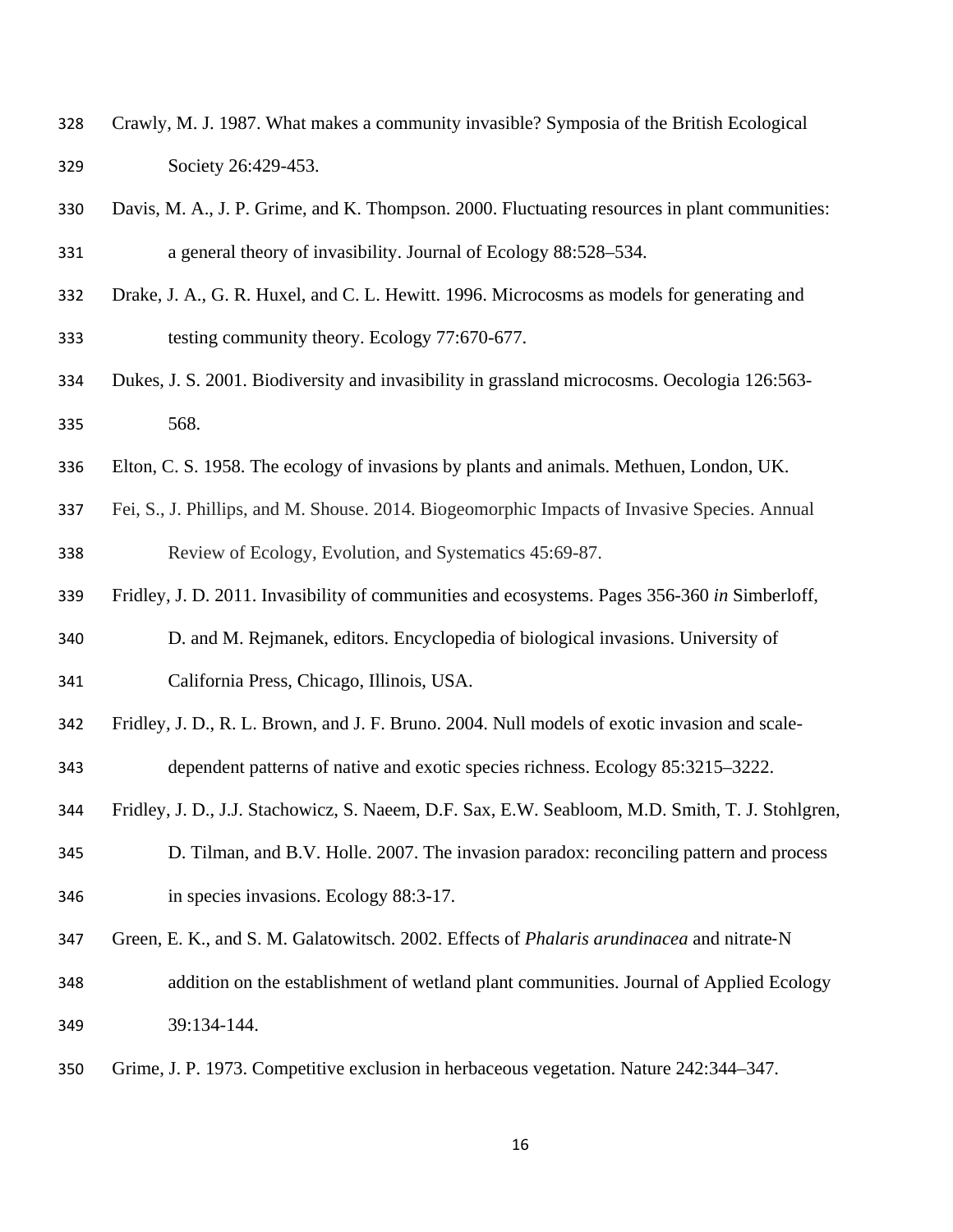Crawly, M. J. 1987. What makes a community invasible? Symposia of the British Ecological Society 26:429-453.

Davis, M. A., J. P. Grime, and K. Thompson. 2000. Fluctuating resources in plant communities: a general theory of invasibility. Journal of Ecology 88:528–534.

Drake, J. A., G. R. Huxel, and C. L. Hewitt. 1996. Microcosms as models for generating and testing community theory. Ecology 77:670-677.

Dukes, J. S. 2001. Biodiversity and invasibility in grassland microcosms. Oecologia 126:563-568.

Elton, C. S. 1958. The ecology of invasions by plants and animals. Methuen, London, UK.

Fei, S., J. Phillips, and M. Shouse. 2014. Biogeomorphic Impacts of Invasive Species. Annual Review of Ecology, Evolution, and Systematics 45:69-87.

Fridley, J. D. 2011. Invasibility of communities and ecosystems. Pages 356-360 *in* Simberloff, D. and M. Rejmanek, editors. Encyclopedia of biological invasions. University of California Press, Chicago, Illinois, USA.

Fridley, J. D., R. L. Brown, and J. F. Bruno. 2004. Null models of exotic invasion and scale-dependent patterns of native and exotic species richness. Ecology 85:3215–3222.

Fridley, J. D., J.J. Stachowicz, S. Naeem, D.F. Sax, E.W. Seabloom, M.D. Smith, T. J. Stohlgren, D. Tilman, and B.V. Holle. 2007. The invasion paradox: reconciling pattern and process in species invasions. Ecology 88:3-17.

Green, E. K., and S. M. Galatowitsch. 2002. Effects of *Phalaris arundinacea* and nitrate-N addition on the establishment of wetland plant communities. Journal of Applied Ecology 39:134-144.

Grime, J. P. 1973. Competitive exclusion in herbaceous vegetation. Nature 242:344–347.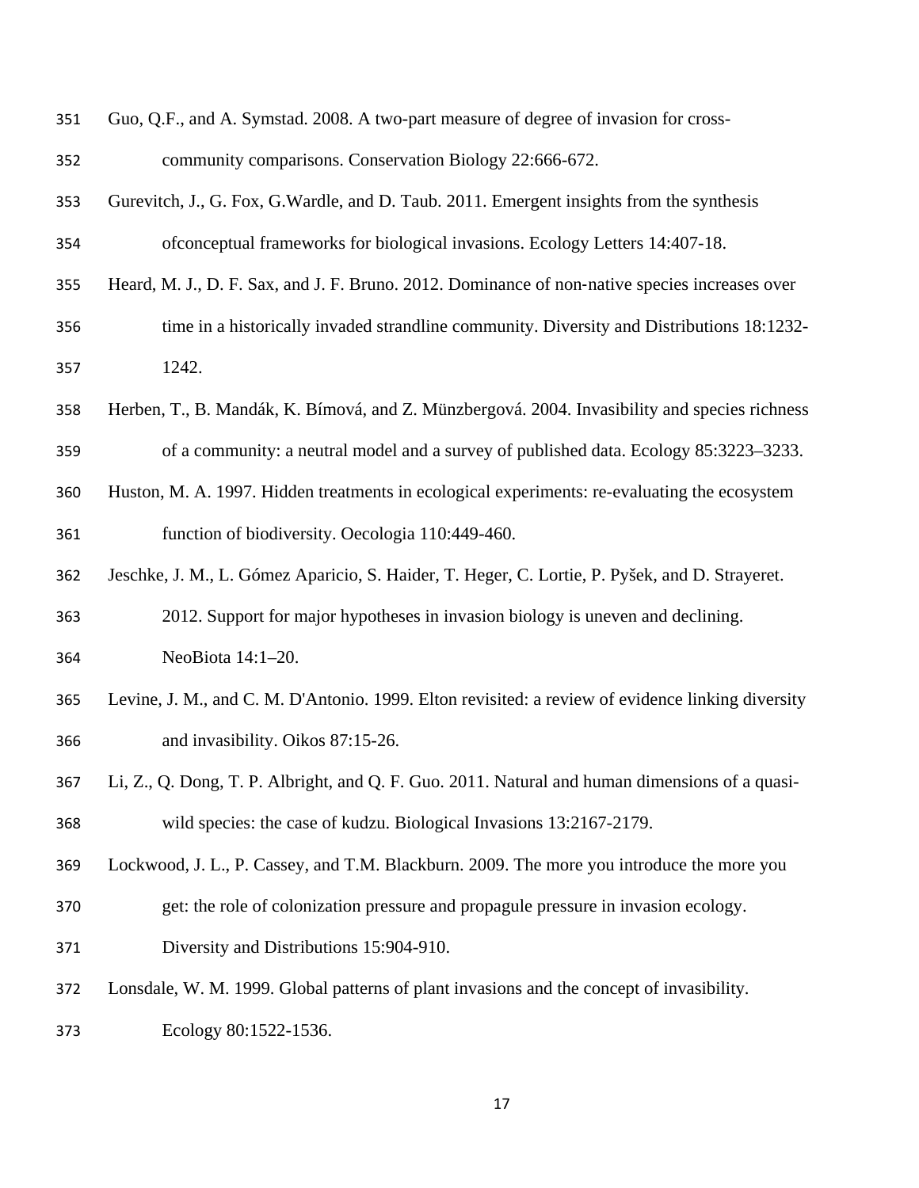Guo, Q.F., and A. Symstad. 2008. A two-part measure of degree of invasion for cross-community comparisons. Conservation Biology 22:666-672.

Gurevitch, J., G. Fox, G.Wardle, and D. Taub. 2011. Emergent insights from the synthesis ofconceptual frameworks for biological invasions. Ecology Letters 14:407-18.

Heard, M. J., D. F. Sax, and J. F. Bruno. 2012. Dominance of non-native species increases over time in a historically invaded strandline community. Diversity and Distributions 18:1232-1242.

Herben, T., B. Mandák, K. Bímová, and Z. Münzbergová. 2004. Invasibility and species richness of a community: a neutral model and a survey of published data. Ecology 85:3223–3233.

Huston, M. A. 1997. Hidden treatments in ecological experiments: re-evaluating the ecosystem function of biodiversity. Oecologia 110:449-460.

Jeschke, J. M., L. Gómez Aparicio, S. Haider, T. Heger, C. Lortie, P. Pyšek, and D. Strayeret. 2012. Support for major hypotheses in invasion biology is uneven and declining. NeoBiota 14:1–20.

Levine, J. M., and C. M. D'Antonio. 1999. Elton revisited: a review of evidence linking diversity and invasibility. Oikos 87:15-26.

Li, Z., Q. Dong, T. P. Albright, and Q. F. Guo. 2011. Natural and human dimensions of a quasi-wild species: the case of kudzu. Biological Invasions 13:2167-2179.

Lockwood, J. L., P. Cassey, and T.M. Blackburn. 2009. The more you introduce the more you get: the role of colonization pressure and propagule pressure in invasion ecology. Diversity and Distributions 15:904-910.

Lonsdale, W. M. 1999. Global patterns of plant invasions and the concept of invasibility. Ecology 80:1522-1536.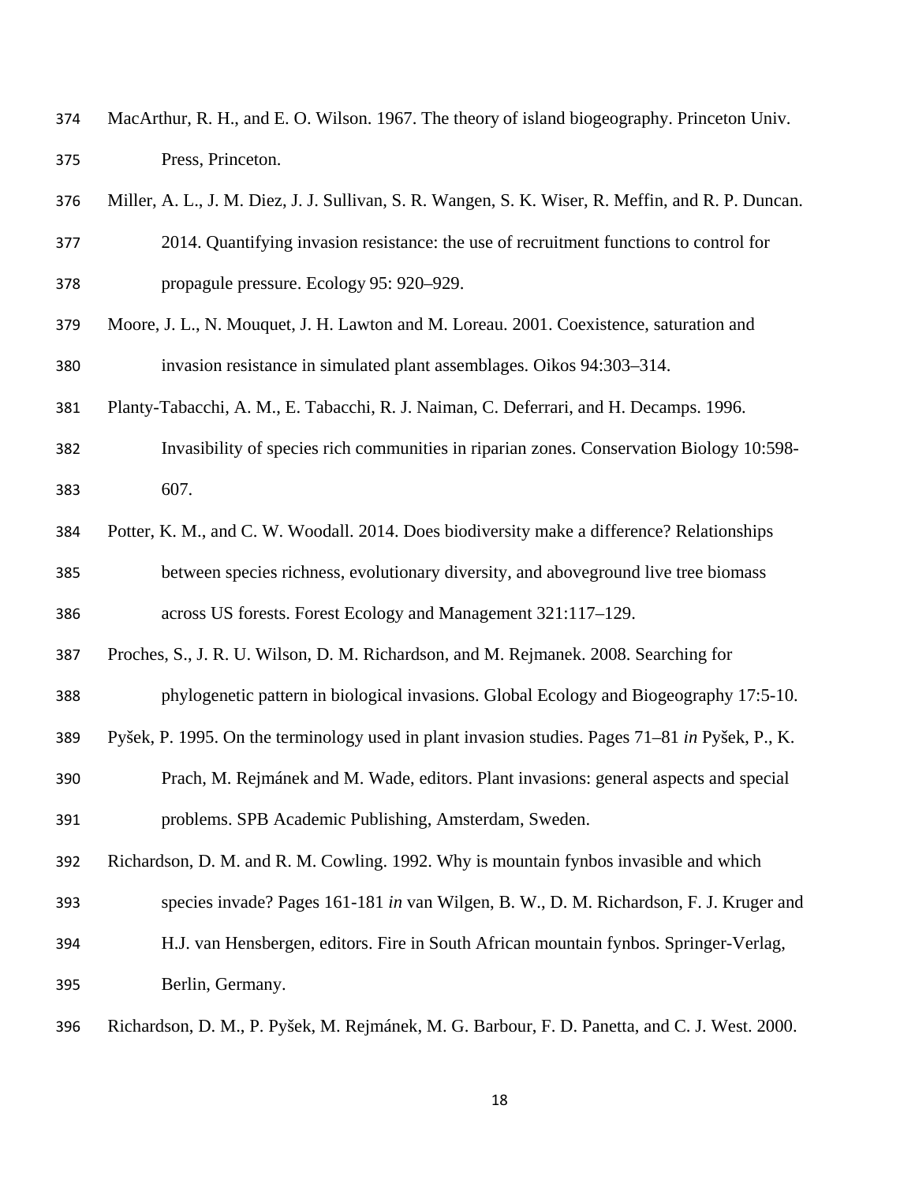MacArthur, R. H., and E. O. Wilson. 1967. The theory of island biogeography. Princeton Univ. Press, Princeton.

Miller, A. L., J. M. Diez, J. J. Sullivan, S. R. Wangen, S. K. Wiser, R. Meffin, and R. P. Duncan. 2014. Quantifying invasion resistance: the use of recruitment functions to control for propagule pressure. Ecology 95: 920–929.

Moore, J. L., N. Mouquet, J. H. Lawton and M. Loreau. 2001. Coexistence, saturation and invasion resistance in simulated plant assemblages. Oikos 94:303–314.

Planty-Tabacchi, A. M., E. Tabacchi, R. J. Naiman, C. Deferrari, and H. Decamps. 1996. Invasibility of species rich communities in riparian zones. Conservation Biology 10:598-607.

Potter, K. M., and C. W. Woodall. 2014. Does biodiversity make a difference? Relationships between species richness, evolutionary diversity, and aboveground live tree biomass across US forests. Forest Ecology and Management 321:117–129.

Proches, S., J. R. U. Wilson, D. M. Richardson, and M. Rejmanek. 2008. Searching for phylogenetic pattern in biological invasions. Global Ecology and Biogeography 17:5-10.

Pyšek, P. 1995. On the terminology used in plant invasion studies. Pages 71–81 *in* Pyšek, P., K. Prach, M. Rejmánek and M. Wade, editors. Plant invasions: general aspects and special problems. SPB Academic Publishing, Amsterdam, Sweden.

Richardson, D. M. and R. M. Cowling. 1992. Why is mountain fynbos invasible and which species invade? Pages 161-181 *in* van Wilgen, B. W., D. M. Richardson, F. J. Kruger and H.J. van Hensbergen, editors. Fire in South African mountain fynbos. Springer-Verlag, Berlin, Germany.

Richardson, D. M., P. Pyšek, M. Rejmánek, M. G. Barbour, F. D. Panetta, and C. J. West. 2000.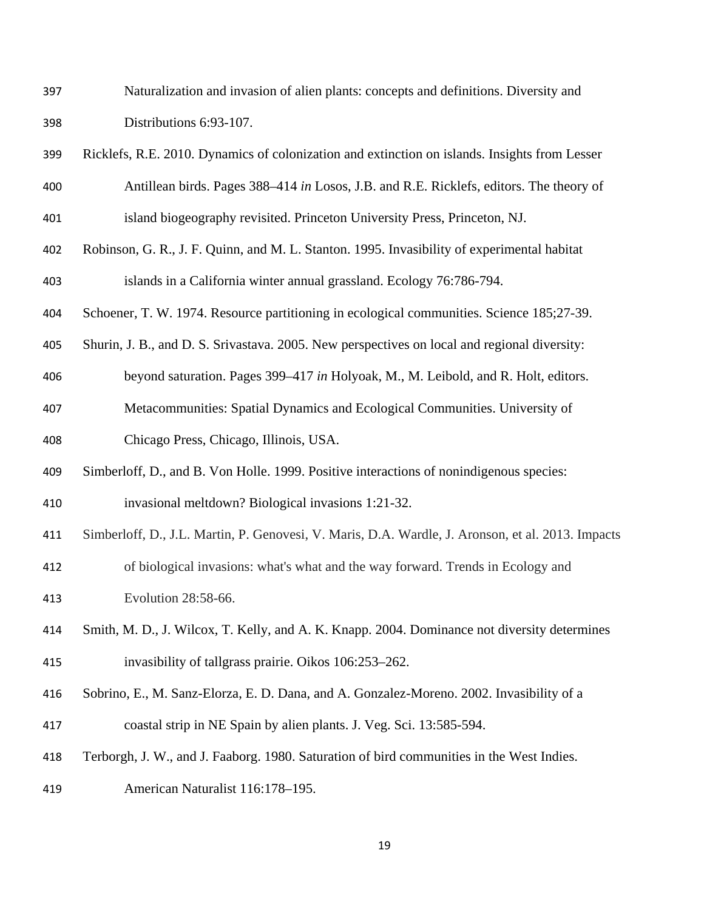Naturalization and invasion of alien plants: concepts and definitions. Diversity and Distributions 6:93-107.

Ricklefs, R.E. 2010. Dynamics of colonization and extinction on islands. Insights from Lesser Antillean birds. Pages 388–414 *in* Losos, J.B. and R.E. Ricklefs, editors. The theory of island biogeography revisited. Princeton University Press, Princeton, NJ.

Robinson, G. R., J. F. Quinn, and M. L. Stanton. 1995. Invasibility of experimental habitat islands in a California winter annual grassland. Ecology 76:786-794.

Schoener, T. W. 1974. Resource partitioning in ecological communities. Science 185;27-39.

Shurin, J. B., and D. S. Srivastava. 2005. New perspectives on local and regional diversity: beyond saturation. Pages 399–417 *in* Holyoak, M., M. Leibold, and R. Holt, editors. Metacommunities: Spatial Dynamics and Ecological Communities. University of Chicago Press, Chicago, Illinois, USA.

Simberloff, D., and B. Von Holle. 1999. Positive interactions of nonindigenous species: invasional meltdown? Biological invasions 1:21-32.

Simberloff, D., J.L. Martin, P. Genovesi, V. Maris, D.A. Wardle, J. Aronson, et al. 2013. Impacts of biological invasions: what's what and the way forward. Trends in Ecology and Evolution 28:58-66.

Smith, M. D., J. Wilcox, T. Kelly, and A. K. Knapp. 2004. Dominance not diversity determines invasibility of tallgrass prairie. Oikos 106:253–262.

Sobrino, E., M. Sanz-Elorza, E. D. Dana, and A. Gonzalez-Moreno. 2002. Invasibility of a coastal strip in NE Spain by alien plants. J. Veg. Sci. 13:585-594.

Terborgh, J. W., and J. Faaborg. 1980. Saturation of bird communities in the West Indies. American Naturalist 116:178–195.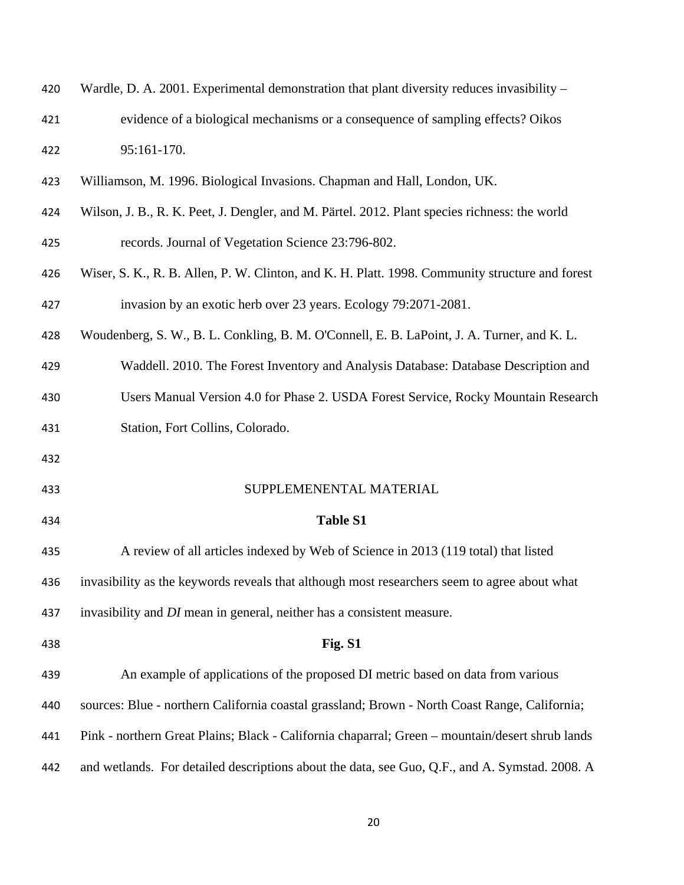Wardle, D. A. 2001. Experimental demonstration that plant diversity reduces invasibility – evidence of a biological mechanisms or a consequence of sampling effects? Oikos 95:161-170.

Williamson, M. 1996. Biological Invasions. Chapman and Hall, London, UK.

Wilson, J. B., R. K. Peet, J. Dengler, and M. Pärtel. 2012. Plant species richness: the world records. Journal of Vegetation Science 23:796-802.

Wiser, S. K., R. B. Allen, P. W. Clinton, and K. H. Platt. 1998. Community structure and forest invasion by an exotic herb over 23 years. Ecology 79:2071-2081.

Woudenberg, S. W., B. L. Conkling, B. M. O'Connell, E. B. LaPoint, J. A. Turner, and K. L. Waddell. 2010. The Forest Inventory and Analysis Database: Database Description and Users Manual Version 4.0 for Phase 2. USDA Forest Service, Rocky Mountain Research Station, Fort Collins, Colorado.

## SUPPLEMENENTAL MATERIAL

### Table S1

A review of all articles indexed by Web of Science in 2013 (119 total) that listed invasibility as the keywords reveals that although most researchers seem to agree about what invasibility and *DI* mean in general, neither has a consistent measure.

### Fig. S1

An example of applications of the proposed DI metric based on data from various sources: Blue - northern California coastal grassland; Brown - North Coast Range, California; Pink - northern Great Plains; Black - California chaparral; Green – mountain/desert shrub lands and wetlands. For detailed descriptions about the data, see Guo, Q.F., and A. Symstad. 2008. A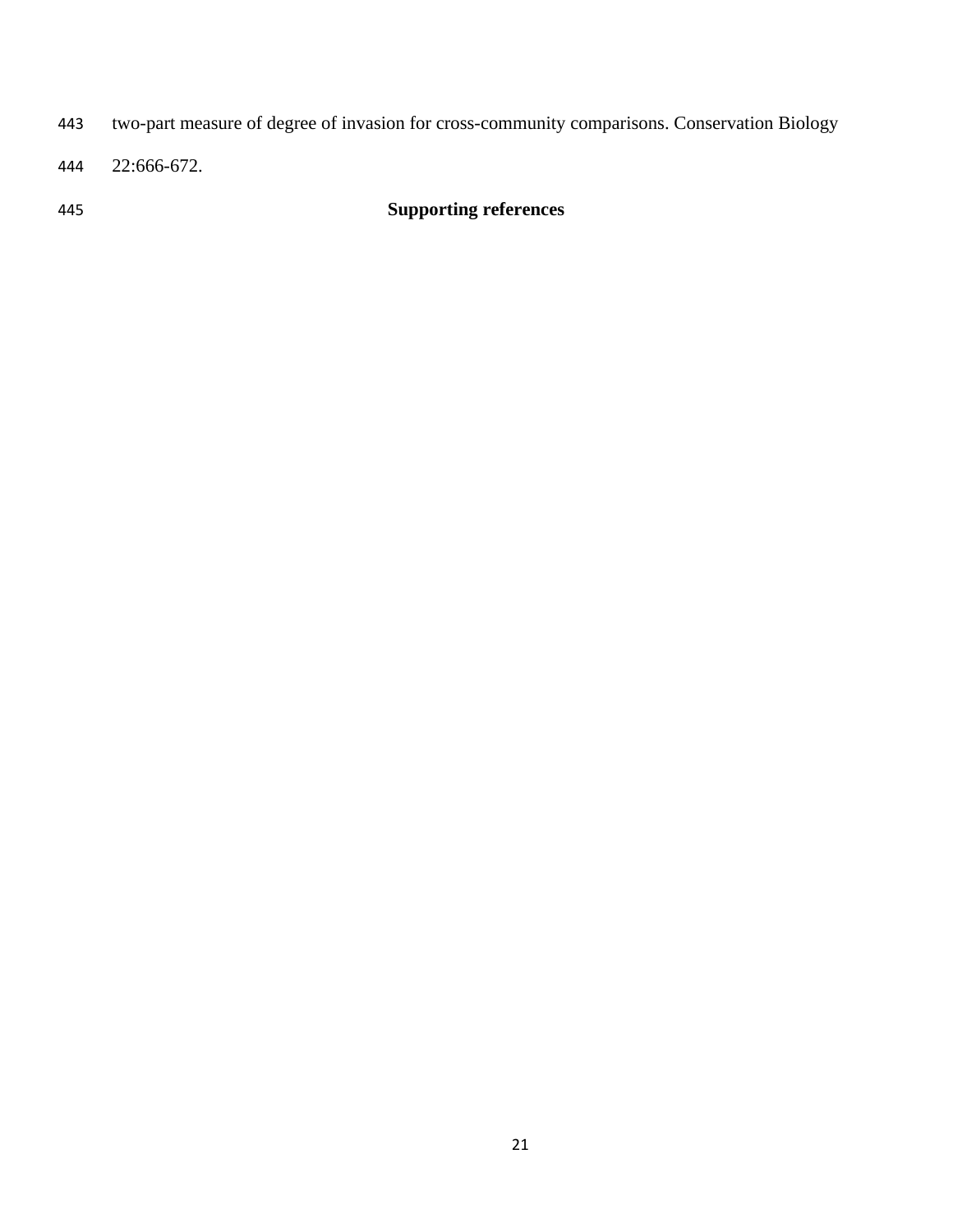two-part measure of degree of invasion for cross-community comparisons. Conservation Biology 22:666-672.

## Supporting references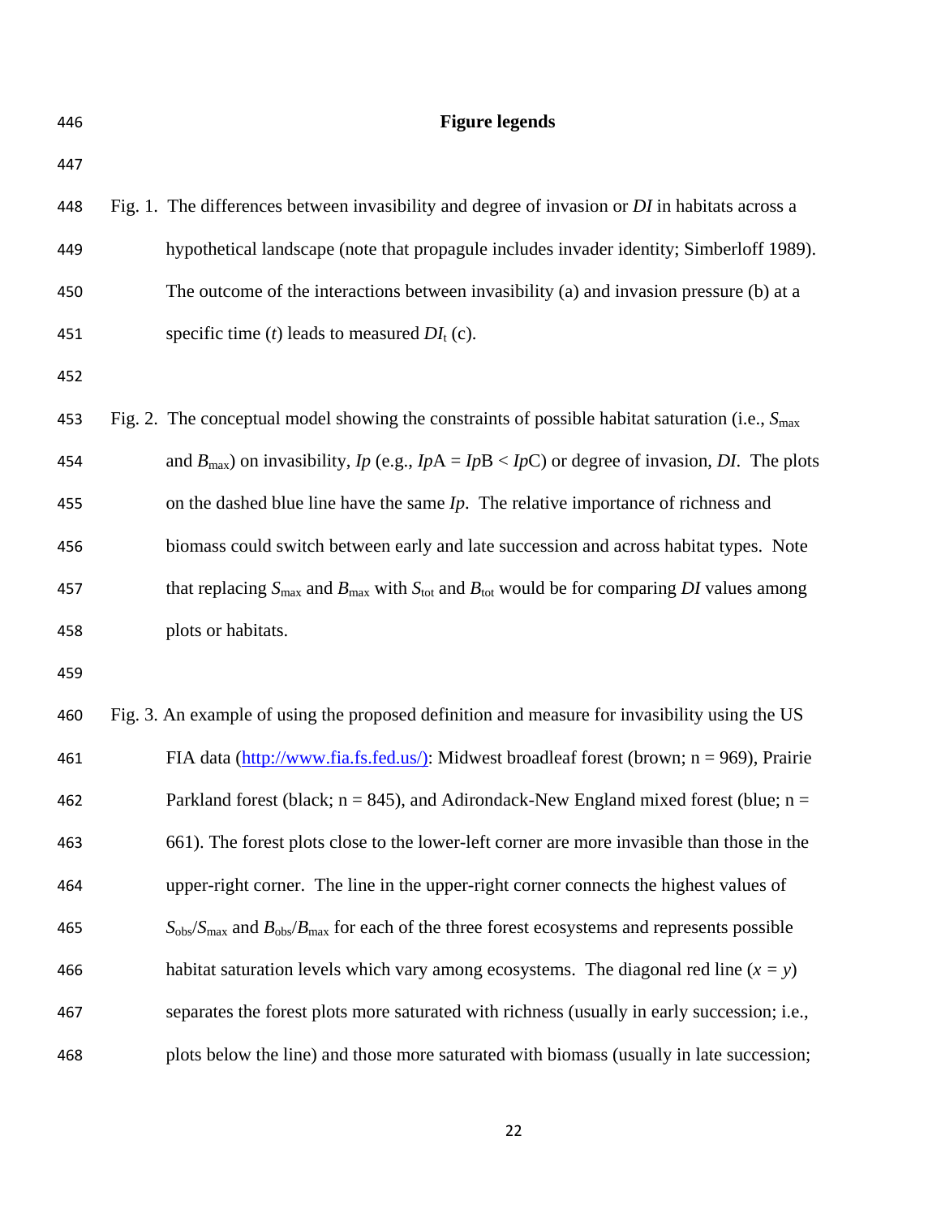## Figure legends

Fig. 1. The differences between invasibility and degree of invasion or *DI* in habitats across a hypothetical landscape (note that propagule includes invader identity; Simberloff 1989). The outcome of the interactions between invasibility (a) and invasion pressure (b) at a specific time ($t$) leads to measured $DI_t$ (c).

Fig. 2. The conceptual model showing the constraints of possible habitat saturation (i.e., $S_{max}$ and $B_{max}$) on invasibility, *Ip* (e.g., *Ip*A = *Ip*B < *Ip*C) or degree of invasion, *DI*. The plots on the dashed blue line have the same *Ip*. The relative importance of richness and biomass could switch between early and late succession and across habitat types. Note that replacing $S_{max}$ and $B_{max}$ with $S_{tot}$ and $B_{tot}$ would be for comparing *DI* values among plots or habitats.

Fig. 3. An example of using the proposed definition and measure for invasibility using the US FIA data (http://www.fia.fs.fed.us/): Midwest broadleaf forest (brown; n = 969), Prairie Parkland forest (black; n = 845), and Adirondack-New England mixed forest (blue; n = 661). The forest plots close to the lower-left corner are more invasible than those in the upper-right corner. The line in the upper-right corner connects the highest values of $S_{obs}/S_{max}$ and $B_{obs}/B_{max}$ for each of the three forest ecosystems and represents possible habitat saturation levels which vary among ecosystems. The diagonal red line ($x = y$) separates the forest plots more saturated with richness (usually in early succession; i.e., plots below the line) and those more saturated with biomass (usually in late succession;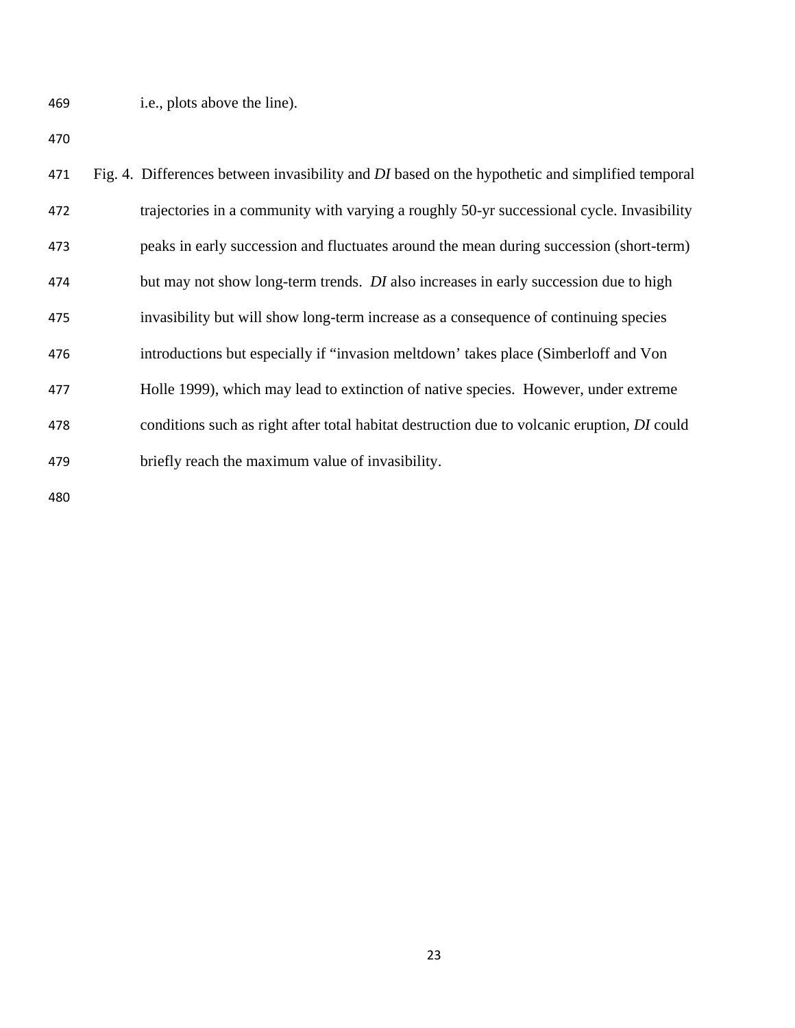i.e., plots above the line).

Fig. 4. Differences between invasibility and *DI* based on the hypothetic and simplified temporal trajectories in a community with varying a roughly 50-yr successional cycle. Invasibility peaks in early succession and fluctuates around the mean during succession (short-term) but may not show long-term trends. *DI* also increases in early succession due to high invasibility but will show long-term increase as a consequence of continuing species introductions but especially if "invasion meltdown' takes place (Simberloff and Von Holle 1999), which may lead to extinction of native species. However, under extreme conditions such as right after total habitat destruction due to volcanic eruption, *DI* could briefly reach the maximum value of invasibility.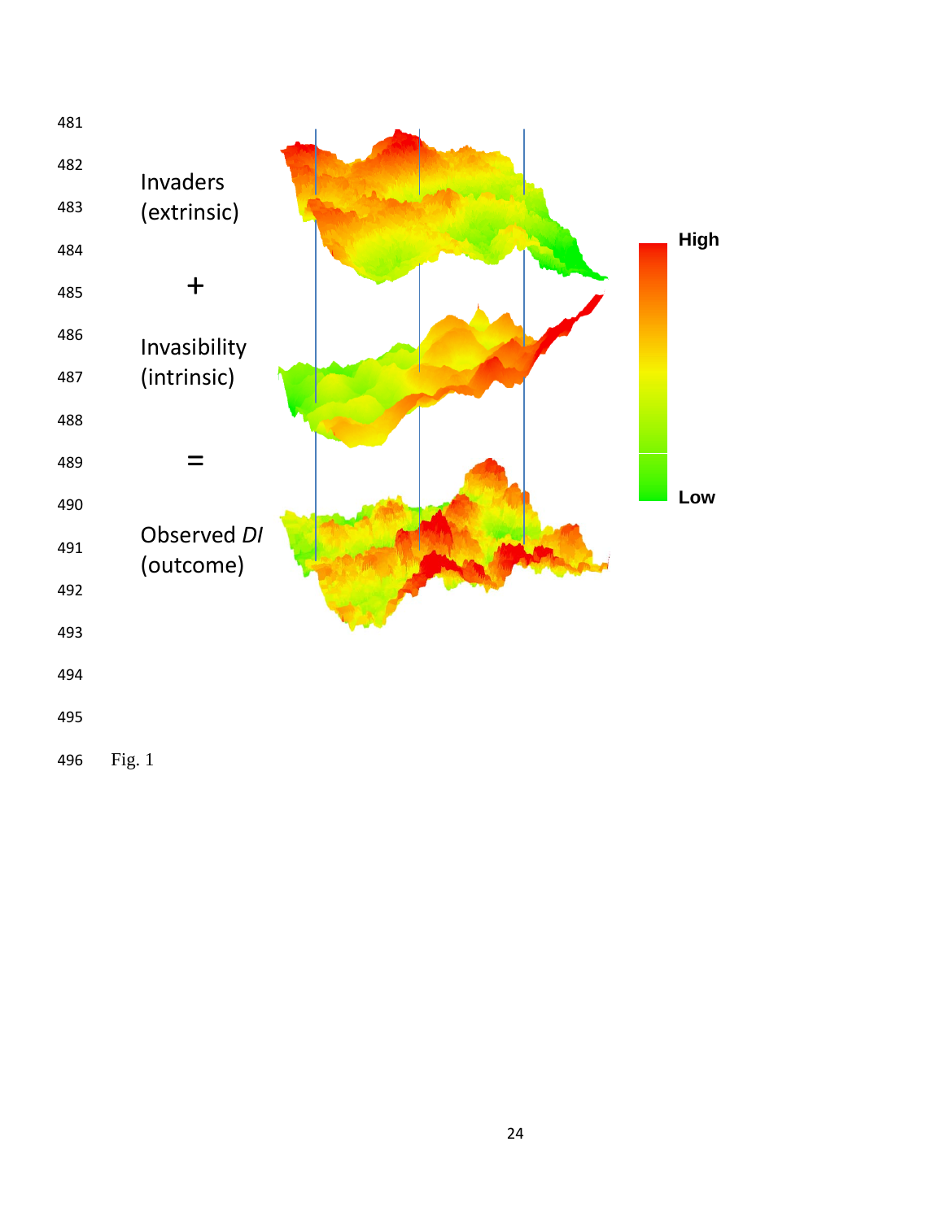Invaders (extrinsic)

+

Invasibility (intrinsic)

=

Observed *DI* (outcome)

High

Low

Fig. 1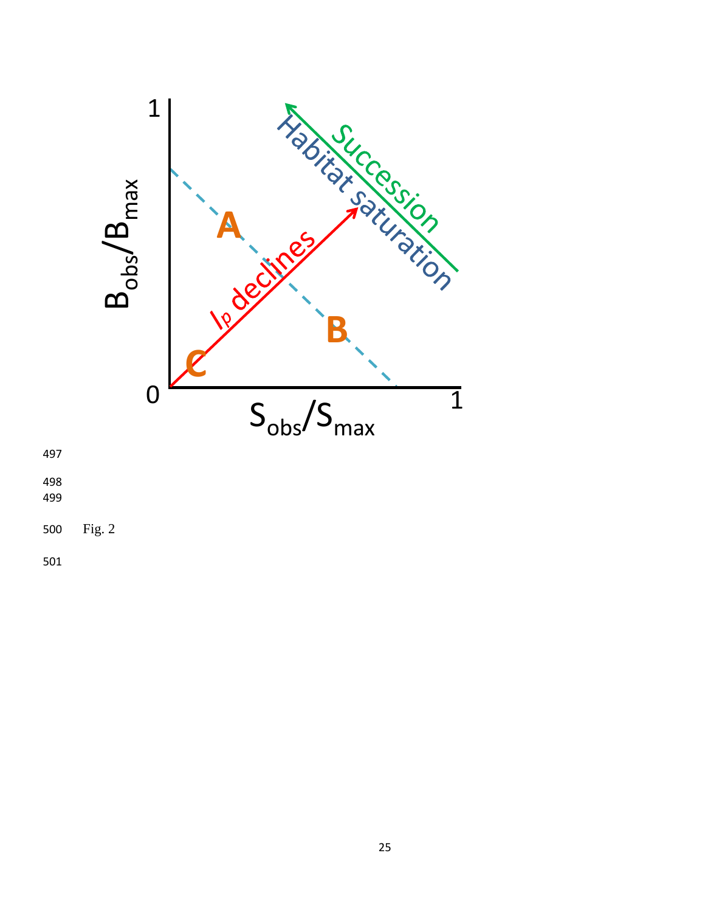1

$B_{obs}/B_{max}$

Succession

Habitat saturation

A

$I_p$ declines

B

C

0

$S_{obs}/S_{max}$

1

Fig. 2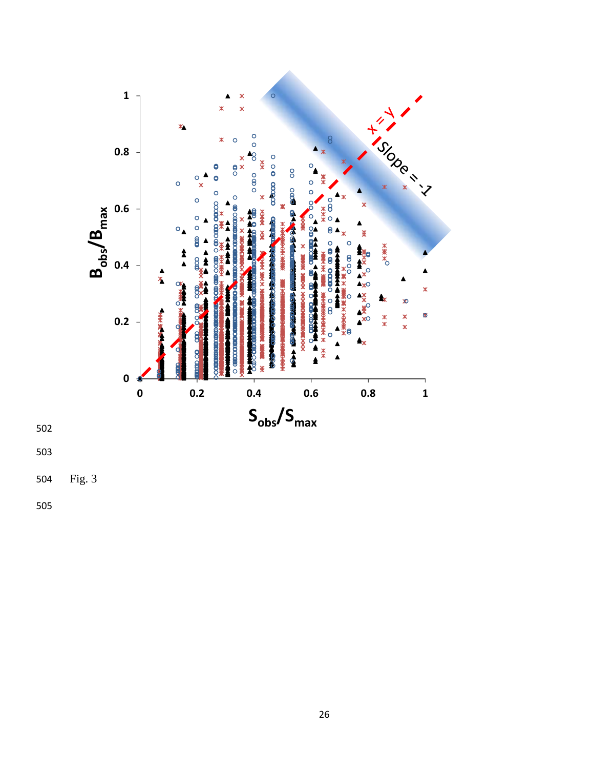Fig. 3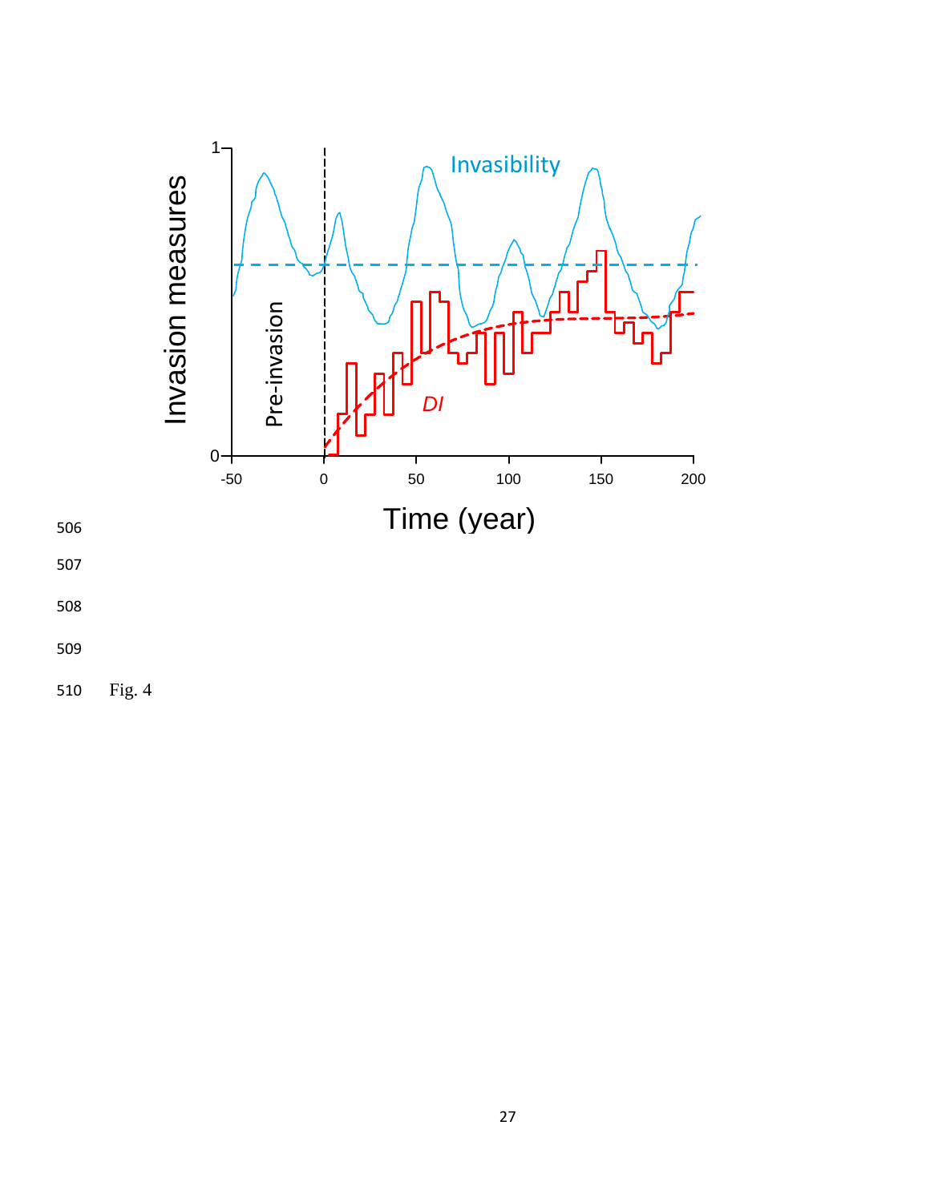Fig. 4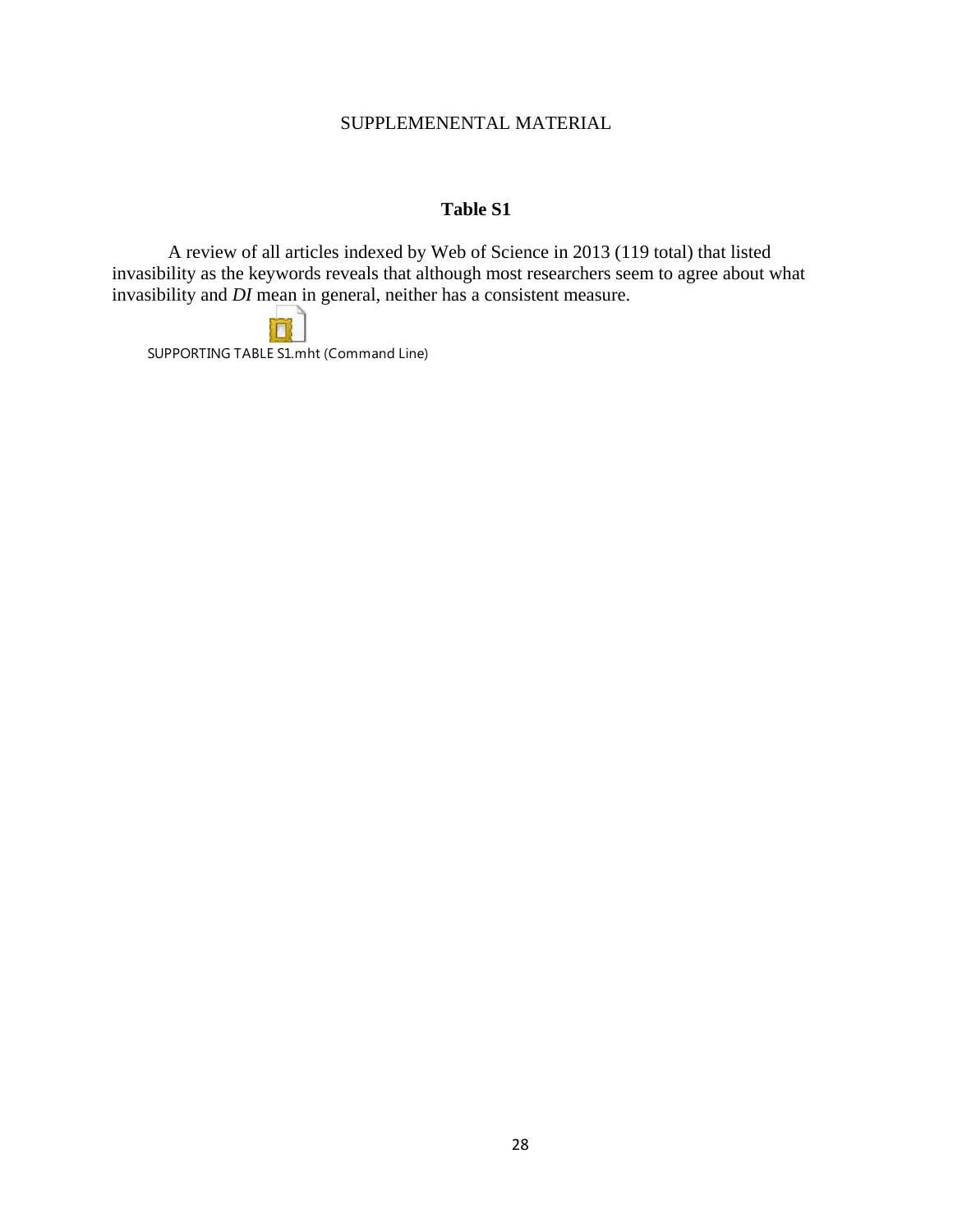SUPPLEMENENTAL MATERIAL

## Table S1

A review of all articles indexed by Web of Science in 2013 (119 total) that listed invasibility as the keywords reveals that although most researchers seem to agree about what invasibility and *DI* mean in general, neither has a consistent measure.

SUPPORTING TABLE S1.mht (Command Line)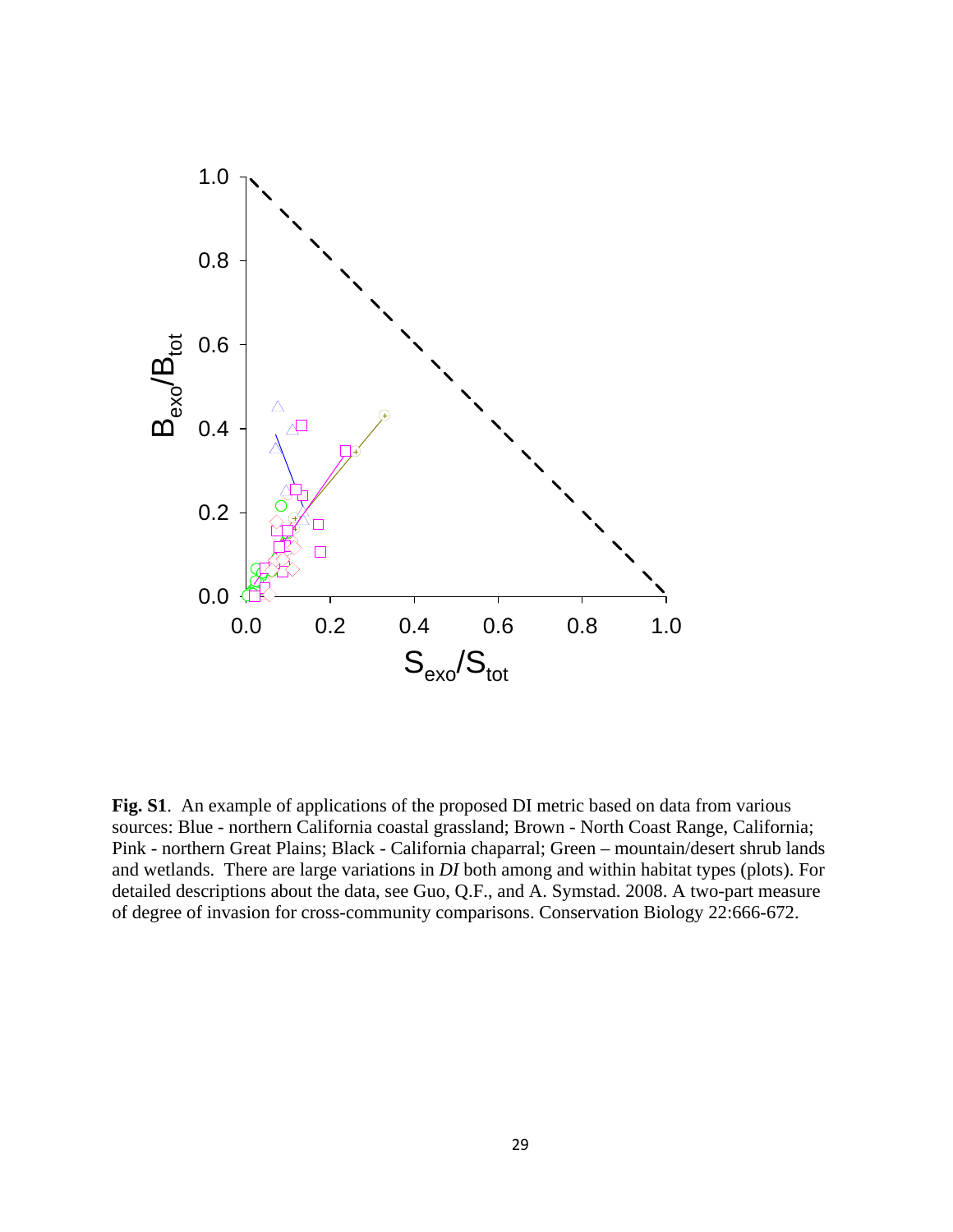**Fig. S1**. An example of applications of the proposed DI metric based on data from various sources: Blue - northern California coastal grassland; Brown - North Coast Range, California; Pink - northern Great Plains; Black - California chaparral; Green – mountain/desert shrub lands and wetlands. There are large variations in *DI* both among and within habitat types (plots). For detailed descriptions about the data, see Guo, Q.F., and A. Symstad. 2008. A two-part measure of degree of invasion for cross-community comparisons. Conservation Biology 22:666-672.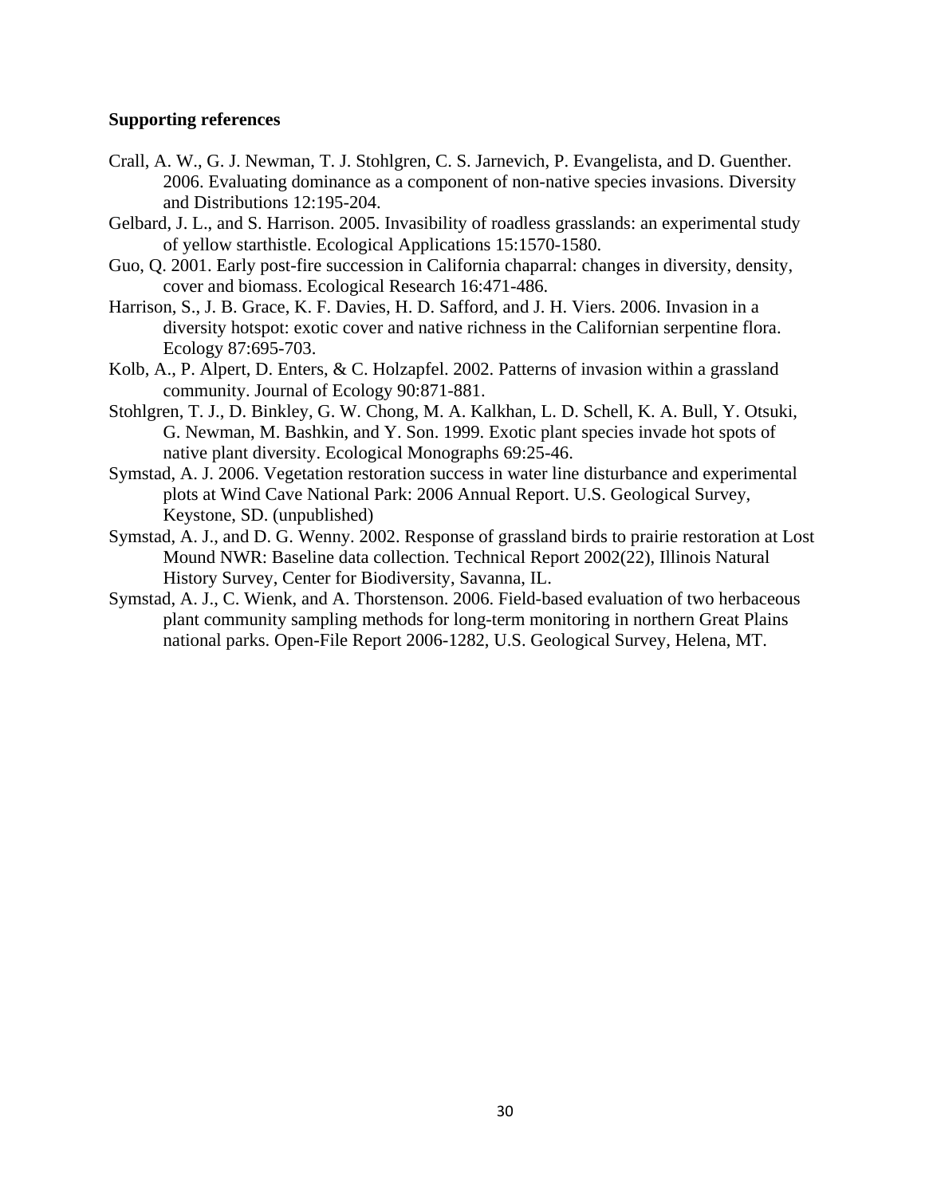**Supporting references**

Crall, A. W., G. J. Newman, T. J. Stohlgren, C. S. Jarnevich, P. Evangelista, and D. Guenther. 2006. Evaluating dominance as a component of non-native species invasions. Diversity and Distributions 12:195-204.

Gelbard, J. L., and S. Harrison. 2005. Invasibility of roadless grasslands: an experimental study of yellow starthistle. Ecological Applications 15:1570-1580.

Guo, Q. 2001. Early post-fire succession in California chaparral: changes in diversity, density, cover and biomass. Ecological Research 16:471-486.

Harrison, S., J. B. Grace, K. F. Davies, H. D. Safford, and J. H. Viers. 2006. Invasion in a diversity hotspot: exotic cover and native richness in the Californian serpentine flora. Ecology 87:695-703.

Kolb, A., P. Alpert, D. Enters, & C. Holzapfel. 2002. Patterns of invasion within a grassland community. Journal of Ecology 90:871-881.

Stohlgren, T. J., D. Binkley, G. W. Chong, M. A. Kalkhan, L. D. Schell, K. A. Bull, Y. Otsuki, G. Newman, M. Bashkin, and Y. Son. 1999. Exotic plant species invade hot spots of native plant diversity. Ecological Monographs 69:25-46.

Symstad, A. J. 2006. Vegetation restoration success in water line disturbance and experimental plots at Wind Cave National Park: 2006 Annual Report. U.S. Geological Survey, Keystone, SD. (unpublished)

Symstad, A. J., and D. G. Wenny. 2002. Response of grassland birds to prairie restoration at Lost Mound NWR: Baseline data collection. Technical Report 2002(22), Illinois Natural History Survey, Center for Biodiversity, Savanna, IL.

Symstad, A. J., C. Wienk, and A. Thorstenson. 2006. Field-based evaluation of two herbaceous plant community sampling methods for long-term monitoring in northern Great Plains national parks. Open-File Report 2006-1282, U.S. Geological Survey, Helena, MT.